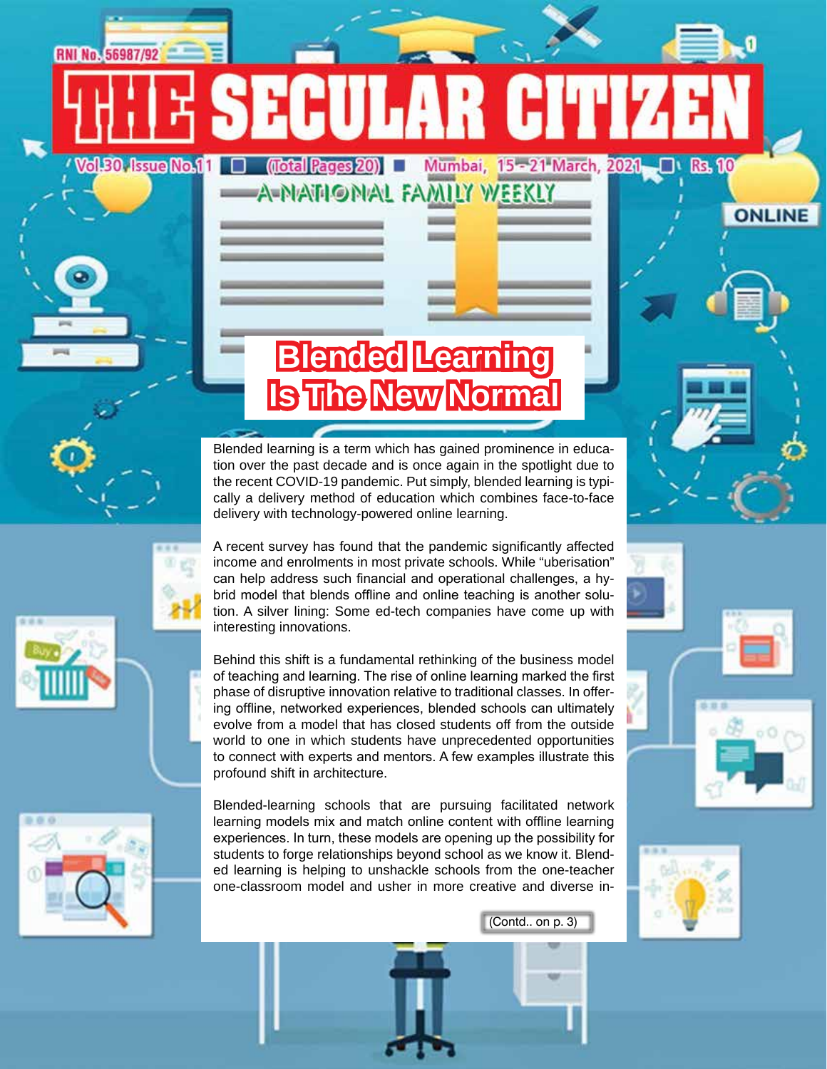RNI No. 56987/92

# THE SECULAR CITIZEN

Vol.30 Issue No.11 ■ (Total Pages 20) ■ Mumbai, 15-21 March, 2021 ■ Rs. 10

A NATIONAL FAMILY WEEKLY

ONLINE

## Blended Learning Is The New Normal

Blended learning is a term which has gained prominence in education over the past decade and is once again in the spotlight due to the recent COVID-19 pandemic. Put simply, blended learning is typically a delivery method of education which combines face-to-face delivery with technology-powered online learning.

A recent survey has found that the pandemic significantly affected income and enrolments in most private schools. While "uberisation" can help address such financial and operational challenges, a hybrid model that blends offline and online teaching is another solution. A silver lining: Some ed-tech companies have come up with interesting innovations.

Behind this shift is a fundamental rethinking of the business model of teaching and learning. The rise of online learning marked the first phase of disruptive innovation relative to traditional classes. In offering offline, networked experiences, blended schools can ultimately evolve from a model that has closed students off from the outside world to one in which students have unprecedented opportunities to connect with experts and mentors. A few examples illustrate this profound shift in architecture.

Blended-learning schools that are pursuing facilitated network learning models mix and match online content with offline learning experiences. In turn, these models are opening up the possibility for students to forge relationships beyond school as we know it. Blended learning is helping to unshackle schools from the one-teacher one-classroom model and usher in more creative and diverse in-

(Contd.. on p. 3)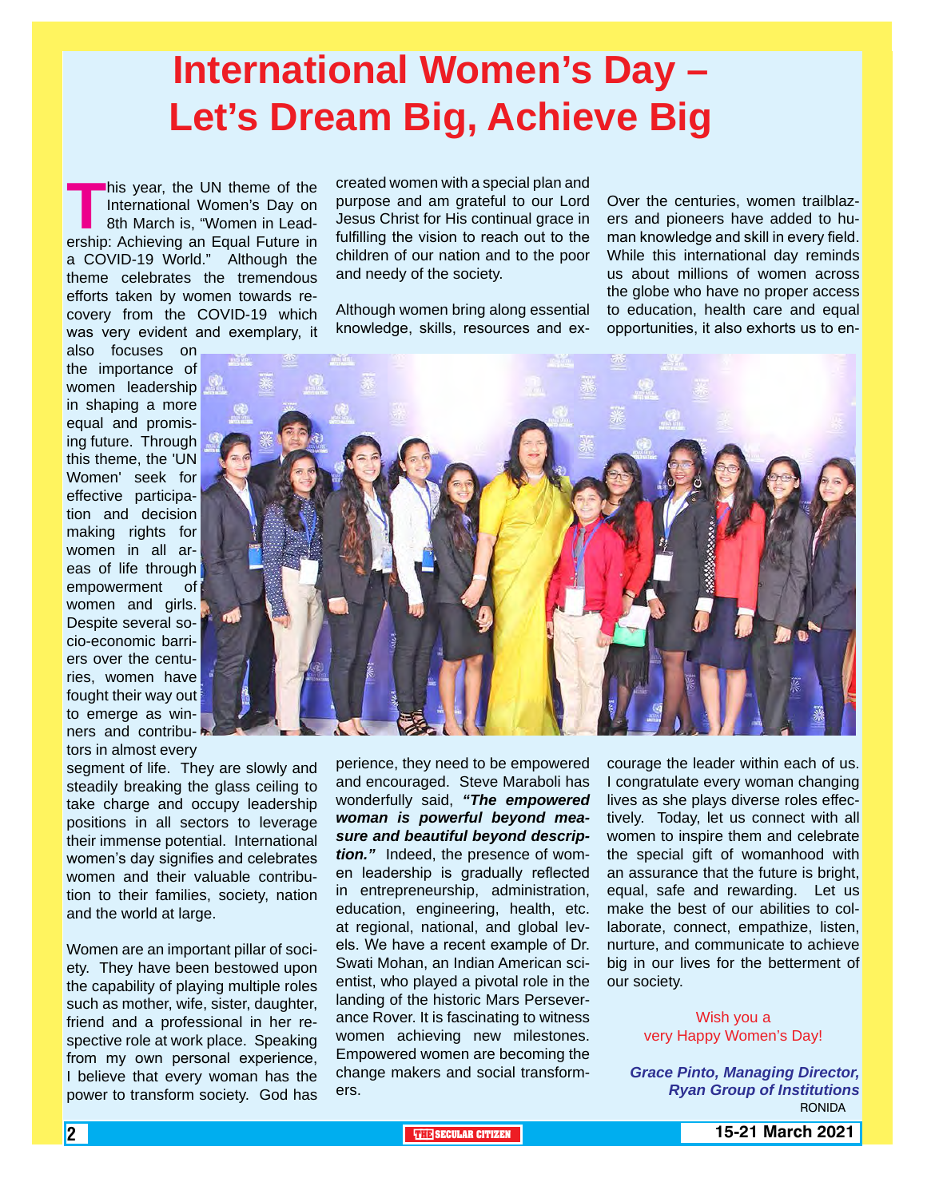# International Women's Day – Let's Dream Big, Achieve Big

This year, the UN theme of the International Women's Day on 8th March is, "Women in Leadership: Achieving an Equal Future in a COVID-19 World." Although the theme celebrates the tremendous efforts taken by women towards recovery from the COVID-19 which was very evident and exemplary, it also focuses on the importance of women leadership in shaping a more equal and promising future. Through this theme, the 'UN Women' seek for effective participation and decision making rights for women in all areas of life through empowerment of women and girls. Despite several socio-economic barriers over the centuries, women have fought their way out to emerge as winners and contributors in almost every segment of life. They are slowly and steadily breaking the glass ceiling to take charge and occupy leadership positions in all sectors to leverage their immense potential. International women's day signifies and celebrates women and their valuable contribution to their families, society, nation and the world at large.

Women are an important pillar of society. They have been bestowed upon the capability of playing multiple roles such as mother, wife, sister, daughter, friend and a professional in her respective role at work place. Speaking from my own personal experience, I believe that every woman has the power to transform society. God has created women with a special plan and purpose and am grateful to our Lord Jesus Christ for His continual grace in fulfilling the vision to reach out to the children of our nation and to the poor and needy of the society.

Although women bring along essential knowledge, skills, resources and experience, they need to be empowered and encouraged. Steve Maraboli has wonderfully said, ***"The empowered woman is powerful beyond measure and beautiful beyond description."*** Indeed, the presence of women leadership is gradually reflected in entrepreneurship, administration, education, engineering, health, etc. at regional, national, and global levels. We have a recent example of Dr. Swati Mohan, an Indian American scientist, who played a pivotal role in the landing of the historic Mars Perseverance Rover. It is fascinating to witness women achieving new milestones. Empowered women are becoming the change makers and social transformers.

Over the centuries, women trailblazers and pioneers have added to human knowledge and skill in every field. While this international day reminds us about millions of women across the globe who have no proper access to education, health care and equal opportunities, it also exhorts us to encourage the leader within each of us. I congratulate every woman changing lives as she plays diverse roles effectively. Today, let us connect with all women to inspire them and celebrate the special gift of womanhood with an assurance that the future is bright, equal, safe and rewarding. Let us make the best of our abilities to collaborate, connect, empathize, listen, nurture, and communicate to achieve big in our lives for the betterment of our society.

Wish you a very Happy Women's Day!

***Grace Pinto, Managing Director, Ryan Group of Institutions***

RONIDA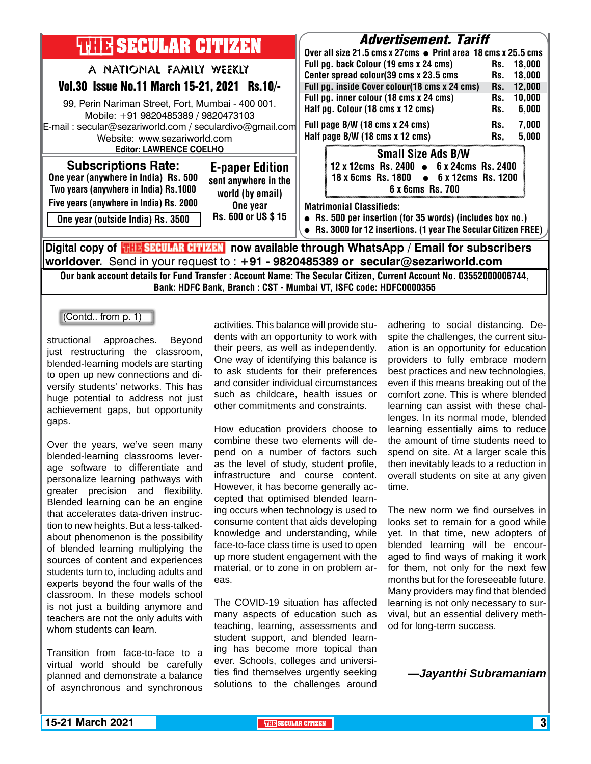# THE SECULAR CITIZEN

A NATIONAL FAMILY WEEKLY

**Vol.30 Issue No.11 March 15-21, 2021 Rs.10/-**

99, Perin Nariman Street, Fort, Mumbai - 400 001.
Mobile: +91 9820485389 / 9820473103
E-mail : secular@sezariworld.com / seculardivo@gmail.com
Website: www.sezariworld.com
**Editor: LAWRENCE COELHO**

## Subscriptions Rate:

One year (anywhere in India) Rs. 500
Two years (anywhere in India) Rs.1000
Five years (anywhere in India) Rs. 2000
One year (outside India) Rs. 3500

## E-paper Edition

sent anywhere in the world (by email)
One year
Rs. 600 or US $ 15

## Advertisement. Tariff

Over all size 21.5 cms x 27cms • Print area 18 cms x 25.5 cms

| | |
|---|---|
| Full pg. back Colour (19 cms x 24 cms) | Rs. 18,000 |
| Center spread colour(39 cms x 23.5 cms | Rs. 18,000 |
| Full pg. inside Cover colour(18 cms x 24 cms) | Rs. 12,000 |
| Full pg. inner colour (18 cms x 24 cms) | Rs. 10,000 |
| Half pg. Colour (18 cms x 12 cms) | Rs. 6,000 |
| Full page B/W (18 cms x 24 cms) | Rs. 7,000 |
| Half page B/W (18 cms x 12 cms) | Rs, 5,000 |

### Small Size Ads B/W

12 x 12cms Rs. 2400 • 6 x 24cms Rs. 2400
18 x 6cms Rs. 1800 • 6 x 12cms Rs. 1200
6 x 6cms Rs. 700

**Matrimonial Classifieds:**

- Rs. 500 per insertion (for 35 words) (includes box no.)
- Rs. 3000 for 12 insertions. (1 year The Secular Citizen FREE)

**Digital copy of THE SECULAR CITIZEN now available through WhatsApp / Email for subscribers worldover.** Send in your request to : **+91 - 9820485389 or secular@sezariworld.com**

**Our bank account details for Fund Transfer : Account Name: The Secular Citizen, Current Account No. 03552000006744, Bank: HDFC Bank, Branch : CST - Mumbai VT, ISFC code: HDFC0000355**

(Contd.. from p. 1)

structional approaches. Beyond just restructuring the classroom, blended-learning models are starting to open up new connections and diversify students' networks. This has huge potential to address not just achievement gaps, but opportunity gaps.

Over the years, we've seen many blended-learning classrooms leverage software to differentiate and personalize learning pathways with greater precision and flexibility. Blended learning can be an engine that accelerates data-driven instruction to new heights. But a less-talked-about phenomenon is the possibility of blended learning multiplying the sources of content and experiences students turn to, including adults and experts beyond the four walls of the classroom. In these models school is not just a building anymore and teachers are not the only adults with whom students can learn.

Transition from face-to-face to a virtual world should be carefully planned and demonstrate a balance of asynchronous and synchronous activities. This balance will provide students with an opportunity to work with their peers, as well as independently. One way of identifying this balance is to ask students for their preferences and consider individual circumstances such as childcare, health issues or other commitments and constraints.

How education providers choose to combine these two elements will depend on a number of factors such as the level of study, student profile, infrastructure and course content. However, it has become generally accepted that optimised blended learning occurs when technology is used to consume content that aids developing knowledge and understanding, while face-to-face class time is used to open up more student engagement with the material, or to zone in on problem areas.

The COVID-19 situation has affected many aspects of education such as teaching, learning, assessments and student support, and blended learning has become more topical than ever. Schools, colleges and universities find themselves urgently seeking solutions to the challenges around adhering to social distancing. Despite the challenges, the current situation is an opportunity for education providers to fully embrace modern best practices and new technologies, even if this means breaking out of the comfort zone. This is where blended learning can assist with these challenges. In its normal mode, blended learning essentially aims to reduce the amount of time students need to spend on site. At a larger scale this then inevitably leads to a reduction in overall students on site at any given time.

The new norm we find ourselves in looks set to remain for a good while yet. In that time, new adopters of blended learning will be encouraged to find ways of making it work for them, not only for the next few months but for the foreseeable future. Many providers may find that blended learning is not only necessary to survival, but an essential delivery method for long-term success.

***—Jayanthi Subramaniam***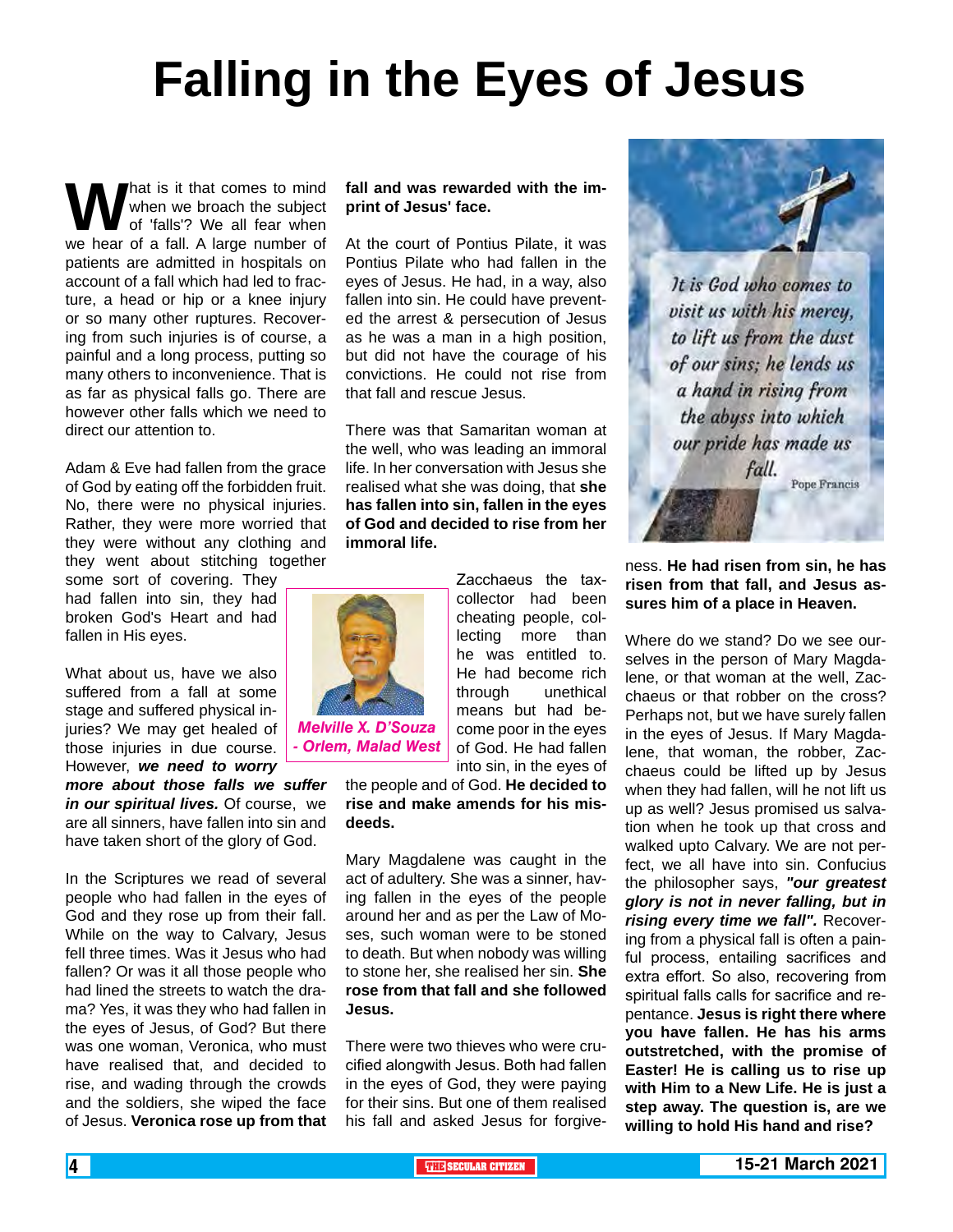# Falling in the Eyes of Jesus

What is it that comes to mind when we broach the subject of 'falls'? We all fear when we hear of a fall. A large number of patients are admitted in hospitals on account of a fall which had led to fracture, a head or hip or a knee injury or so many other ruptures. Recovering from such injuries is of course, a painful and a long process, putting so many others to inconvenience. That is as far as physical falls go. There are however other falls which we need to direct our attention to.

Adam & Eve had fallen from the grace of God by eating off the forbidden fruit. No, there were no physical injuries. Rather, they were more worried that they were without any clothing and they went about stitching together some sort of covering. They had fallen into sin, they had broken God's Heart and had fallen in His eyes.

What about us, have we also suffered from a fall at some stage and suffered physical injuries? We may get healed of those injuries in due course. However, ***we need to worry more about those falls we suffer in our spiritual lives.*** Of course, we are all sinners, have fallen into sin and have taken short of the glory of God.

In the Scriptures we read of several people who had fallen in the eyes of God and they rose up from their fall. While on the way to Calvary, Jesus fell three times. Was it Jesus who had fallen? Or was it all those people who had lined the streets to watch the drama? Yes, it was they who had fallen in the eyes of Jesus, of God? But there was one woman, Veronica, who must have realised that, and decided to rise, and wading through the crowds and the soldiers, she wiped the face of Jesus. **Veronica rose up from that fall and was rewarded with the imprint of Jesus' face.**

At the court of Pontius Pilate, it was Pontius Pilate who had fallen in the eyes of Jesus. He had, in a way, also fallen into sin. He could have prevented the arrest & persecution of Jesus as he was a man in a high position, but did not have the courage of his convictions. He could not rise from that fall and rescue Jesus.

There was that Samaritan woman at the well, who was leading an immoral life. In her conversation with Jesus she realised what she was doing, that **she has fallen into sin, fallen in the eyes of God and decided to rise from her immoral life.**

*Melville X. D'Souza - Orlem, Malad West*

Zacchaeus the tax-collector had been cheating people, collecting more than he was entitled to. He had become rich through unethical means but had become poor in the eyes of God. He had fallen into sin, in the eyes of the people and of God. **He decided to rise and make amends for his misdeeds.**

Mary Magdalene was caught in the act of adultery. She was a sinner, having fallen in the eyes of the people around her and as per the Law of Moses, such woman were to be stoned to death. But when nobody was willing to stone her, she realised her sin. **She rose from that fall and she followed Jesus.**

There were two thieves who were crucified alongwith Jesus. Both had fallen in the eyes of God, they were paying for their sins. But one of them realised his fall and asked Jesus for forgiveness. **He had risen from sin, he has risen from that fall, and Jesus assures him of a place in Heaven.**

*It is God who comes to visit us with his mercy, to lift us from the dust of our sins; he lends us a hand in rising from the abyss into which our pride has made us fall.* — Pope Francis

Where do we stand? Do we see ourselves in the person of Mary Magdalene, or that woman at the well, Zacchaeus or that robber on the cross? Perhaps not, but we have surely fallen in the eyes of Jesus. If Mary Magdalene, that woman, the robber, Zacchaeus could be lifted up by Jesus when they had fallen, will he not lift us up as well? Jesus promised us salvation when he took up that cross and walked upto Calvary. We are not perfect, we all have into sin. Confucius the philosopher says, ***"our greatest glory is not in never falling, but in rising every time we fall".*** Recovering from a physical fall is often a painful process, entailing sacrifices and extra effort. So also, recovering from spiritual falls calls for sacrifice and repentance. **Jesus is right there where you have fallen. He has his arms outstretched, with the promise of Easter! He is calling us to rise up with Him to a New Life. He is just a step away. The question is, are we willing to hold His hand and rise?**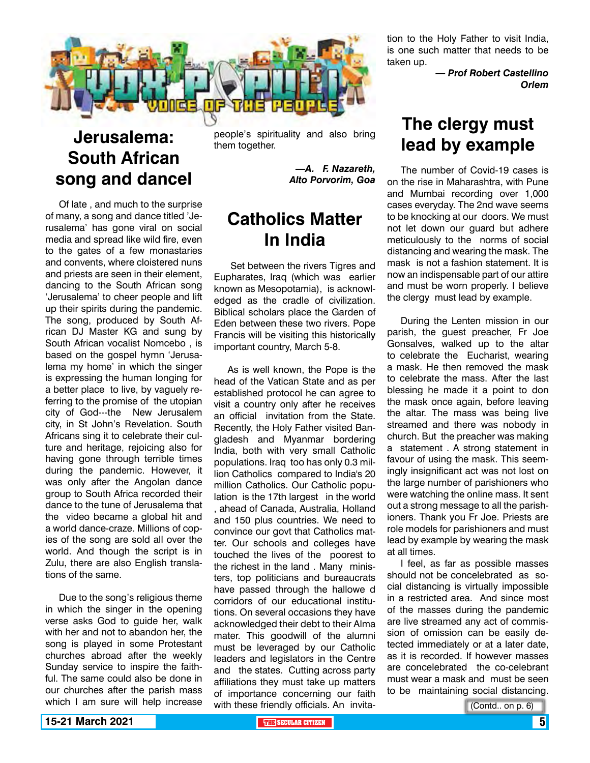VOX POPULI

VOICE OF THE PEOPLE

## Jerusalema: South African song and dancel

Of late , and much to the surprise of many, a song and dance titled 'Jerusalema' has gone viral on social media and spread like wild fire, even to the gates of a few monastaries and convents, where cloistered nuns and priests are seen in their element, dancing to the South African song 'Jerusalema' to cheer people and lift up their spirits during the pandemic. The song, produced by South African DJ Master KG and sung by South African vocalist Nomcebo , is based on the gospel hymn 'Jerusalema my home' in which the singer is expressing the human longing for a better place to live, by vaguely referring to the promise of the utopian city of God---the New Jerusalem city, in St John's Revelation. South Africans sing it to celebrate their culture and heritage, rejoicing also for having gone through terrible times during the pandemic. However, it was only after the Angolan dance group to South Africa recorded their dance to the tune of Jerusalema that the video became a global hit and a world dance-craze. Millions of copies of the song are sold all over the world. And though the script is in Zulu, there are also English translations of the same.

Due to the song's religious theme in which the singer in the opening verse asks God to guide her, walk with her and not to abandon her, the song is played in some Protestant churches abroad after the weekly Sunday service to inspire the faithful. The same could also be done in our churches after the parish mass which I am sure will help increase people's spirituality and also bring them together.

***—A. F. Nazareth, Alto Porvorim, Goa***

## Catholics Matter In India

Set between the rivers Tigres and Eupharates, Iraq (which was earlier known as Mesopotamia), is acknowledged as the cradle of civilization. Biblical scholars place the Garden of Eden between these two rivers. Pope Francis will be visiting this historically important country, March 5-8.

As is well known, the Pope is the head of the Vatican State and as per established protocol he can agree to visit a country only after he receives an official invitation from the State. Recently, the Holy Father visited Bangladesh and Myanmar bordering India, both with very small Catholic populations. Iraq too has only 0.3 million Catholics compared to India's 20 million Catholics. Our Catholic population is the 17th largest in the world , ahead of Canada, Australia, Holland and 150 plus countries. We need to convince our govt that Catholics matter. Our schools and colleges have touched the lives of the poorest to the richest in the land . Many ministers, top politicians and bureaucrats have passed through the hallowe d corridors of our educational institutions. On several occasions they have acknowledged their debt to their Alma mater. This goodwill of the alumni must be leveraged by our Catholic leaders and legislators in the Centre and the states. Cutting across party affiliations they must take up matters of importance concerning our faith with these friendly officials. An invitation to the Holy Father to visit India, is one such matter that needs to be taken up.

***— Prof Robert Castellino Orlem***

## The clergy must lead by example

The number of Covid-19 cases is on the rise in Maharashtra, with Pune and Mumbai recording over 1,000 cases everyday. The 2nd wave seems to be knocking at our doors. We must not let down our guard but adhere meticulously to the norms of social distancing and wearing the mask. The mask is not a fashion statement. It is now an indispensable part of our attire and must be worn properly. I believe the clergy must lead by example.

During the Lenten mission in our parish, the guest preacher, Fr Joe Gonsalves, walked up to the altar to celebrate the Eucharist, wearing a mask. He then removed the mask to celebrate the mass. After the last blessing he made it a point to don the mask once again, before leaving the altar. The mass was being live streamed and there was nobody in church. But the preacher was making a statement . A strong statement in favour of using the mask. This seemingly insignificant act was not lost on the large number of parishioners who were watching the online mass. It sent out a strong message to all the parishioners. Thank you Fr Joe. Priests are role models for parishioners and must lead by example by wearing the mask at all times.

I feel, as far as possible masses should not be concelebrated as social distancing is virtually impossible in a restricted area. And since most of the masses during the pandemic are live streamed any act of commission or omission can be easily detected immediately or at a later date, as it is recorded. If however masses are concelebrated the co-celebrant must wear a mask and must be seen to be maintaining social distancing.

(Contd.. on p. 6)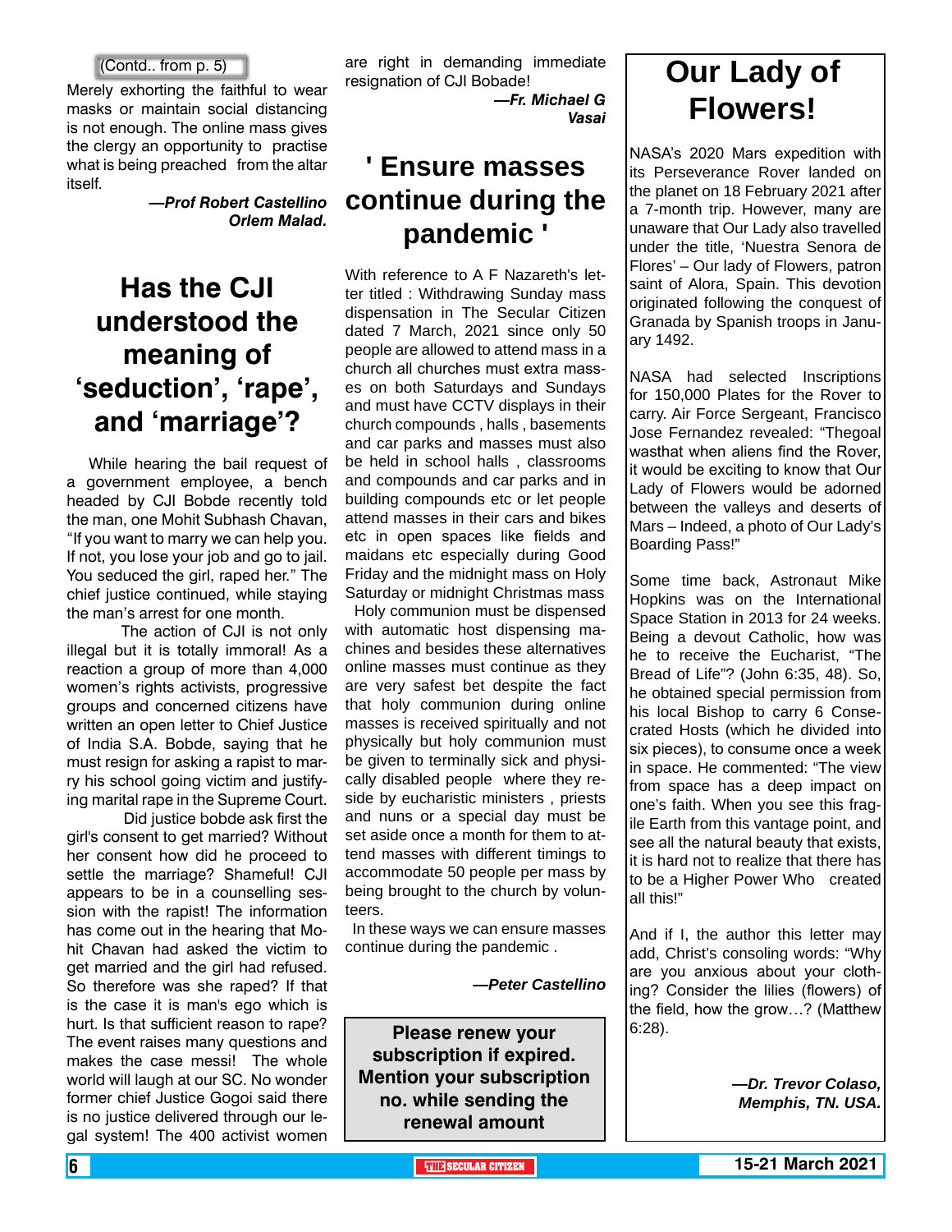(Contd.. from p. 5)

Merely exhorting the faithful to wear masks or maintain social distancing is not enough. The online mass gives the clergy an opportunity to practise what is being preached from the altar itself.

***—Prof Robert Castellino Orlem Malad.***

# Has the CJI understood the meaning of 'seduction', 'rape', and 'marriage'?

While hearing the bail request of a government employee, a bench headed by CJI Bobde recently told the man, one Mohit Subhash Chavan, "If you want to marry we can help you. If not, you lose your job and go to jail. You seduced the girl, raped her." The chief justice continued, while staying the man's arrest for one month.

The action of CJI is not only illegal but it is totally immoral! As a reaction a group of more than 4,000 women's rights activists, progressive groups and concerned citizens have written an open letter to Chief Justice of India S.A. Bobde, saying that he must resign for asking a rapist to marry his school going victim and justifying marital rape in the Supreme Court.

Did justice bobde ask first the girl's consent to get married? Without her consent how did he proceed to settle the marriage? Shameful! CJI appears to be in a counselling session with the rapist! The information has come out in the hearing that Mohit Chavan had asked the victim to get married and the girl had refused. So therefore was she raped? If that is the case it is man's ego which is hurt. Is that sufficient reason to rape? The event raises many questions and makes the case messi! The whole world will laugh at our SC. No wonder former chief Justice Gogoi said there is no justice delivered through our legal system! The 400 activist women are right in demanding immediate resignation of CJI Bobade!

***—Fr. Michael G Vasai***

# ' Ensure masses continue during the pandemic '

With reference to A F Nazareth's letter titled : Withdrawing Sunday mass dispensation in The Secular Citizen dated 7 March, 2021 since only 50 people are allowed to attend mass in a church all churches must extra masses on both Saturdays and Sundays and must have CCTV displays in their church compounds , halls , basements and car parks and masses must also be held in school halls , classrooms and compounds and car parks and in building compounds etc or let people attend masses in their cars and bikes etc in open spaces like fields and maidans etc especially during Good Friday and the midnight mass on Holy Saturday or midnight Christmas mass

Holy communion must be dispensed with automatic host dispensing machines and besides these alternatives online masses must continue as they are very safest bet despite the fact that holy communion during online masses is received spiritually and not physically but holy communion must be given to terminally sick and physically disabled people where they reside by eucharistic ministers , priests and nuns or a special day must be set aside once a month for them to attend masses with different timings to accommodate 50 people per mass by being brought to the church by volunteers.

In these ways we can ensure masses continue during the pandemic .

***—Peter Castellino***

**Please renew your subscription if expired. Mention your subscription no. while sending the renewal amount**

# Our Lady of Flowers!

NASA's 2020 Mars expedition with its Perseverance Rover landed on the planet on 18 February 2021 after a 7-month trip. However, many are unaware that Our Lady also travelled under the title, 'Nuestra Senora de Flores' – Our lady of Flowers, patron saint of Alora, Spain. This devotion originated following the conquest of Granada by Spanish troops in January 1492.

NASA had selected Inscriptions for 150,000 Plates for the Rover to carry. Air Force Sergeant, Francisco Jose Fernandez revealed: "Thegoal wasthat when aliens find the Rover, it would be exciting to know that Our Lady of Flowers would be adorned between the valleys and deserts of Mars – Indeed, a photo of Our Lady's Boarding Pass!"

Some time back, Astronaut Mike Hopkins was on the International Space Station in 2013 for 24 weeks. Being a devout Catholic, how was he to receive the Eucharist, "The Bread of Life"? (John 6:35, 48). So, he obtained special permission from his local Bishop to carry 6 Consecrated Hosts (which he divided into six pieces), to consume once a week in space. He commented: "The view from space has a deep impact on one's faith. When you see this fragile Earth from this vantage point, and see all the natural beauty that exists, it is hard not to realize that there has to be a Higher Power Who created all this!"

And if I, the author this letter may add, Christ's consoling words: "Why are you anxious about your clothing? Consider the lilies (flowers) of the field, how the grow…? (Matthew 6:28).

***—Dr. Trevor Colaso, Memphis, TN. USA.***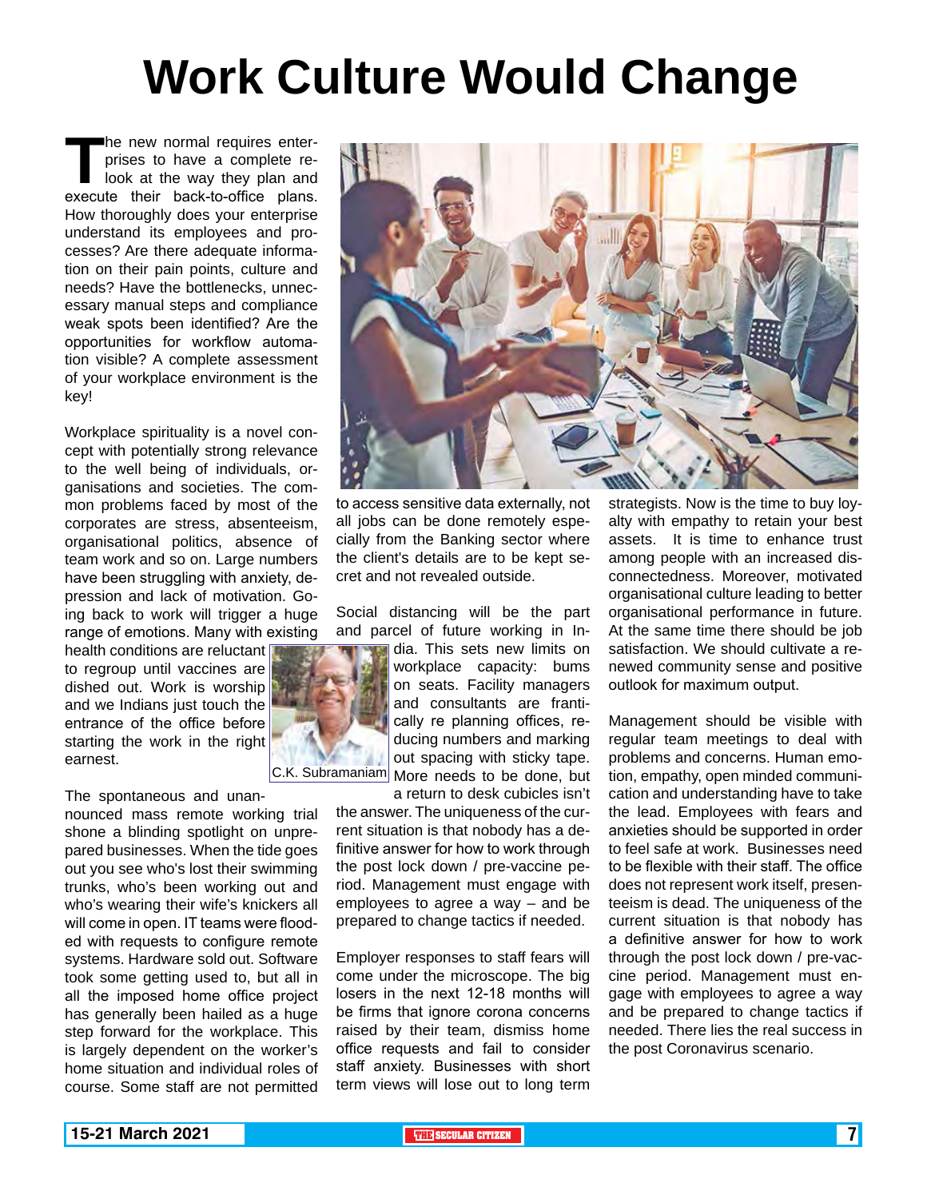# Work Culture Would Change

The new normal requires enterprises to have a complete relook at the way they plan and execute their back-to-office plans. How thoroughly does your enterprise understand its employees and processes? Are there adequate information on their pain points, culture and needs? Have the bottlenecks, unnecessary manual steps and compliance weak spots been identified? Are the opportunities for workflow automation visible? A complete assessment of your workplace environment is the key!

Workplace spirituality is a novel concept with potentially strong relevance to the well being of individuals, organisations and societies. The common problems faced by most of the corporates are stress, absenteeism, organisational politics, absence of team work and so on. Large numbers have been struggling with anxiety, depression and lack of motivation. Going back to work will trigger a huge range of emotions. Many with existing health conditions are reluctant to regroup until vaccines are dished out. Work is worship and we Indians just touch the entrance of the office before starting the work in the right earnest.

C.K. Subramaniam

The spontaneous and unannounced mass remote working trial shone a blinding spotlight on unprepared businesses. When the tide goes out you see who's lost their swimming trunks, who's been working out and who's wearing their wife's knickers all will come in open. IT teams were flooded with requests to configure remote systems. Hardware sold out. Software took some getting used to, but all in all the imposed home office project has generally been hailed as a huge step forward for the workplace. This is largely dependent on the worker's home situation and individual roles of course. Some staff are not permitted to access sensitive data externally, not all jobs can be done remotely especially from the Banking sector where the client's details are to be kept secret and not revealed outside.

Social distancing will be the part and parcel of future working in India. This sets new limits on workplace capacity: bums on seats. Facility managers and consultants are frantically re planning offices, reducing numbers and marking out spacing with sticky tape. More needs to be done, but a return to desk cubicles isn't the answer. The uniqueness of the current situation is that nobody has a definitive answer for how to work through the post lock down / pre-vaccine period. Management must engage with employees to agree a way – and be prepared to change tactics if needed.

Employer responses to staff fears will come under the microscope. The big losers in the next 12-18 months will be firms that ignore corona concerns raised by their team, dismiss home office requests and fail to consider staff anxiety. Businesses with short term views will lose out to long term strategists. Now is the time to buy loyalty with empathy to retain your best assets. It is time to enhance trust among people with an increased disconnectedness. Moreover, motivated organisational culture leading to better organisational performance in future. At the same time there should be job satisfaction. We should cultivate a renewed community sense and positive outlook for maximum output.

Management should be visible with regular team meetings to deal with problems and concerns. Human emotion, empathy, open minded communication and understanding have to take the lead. Employees with fears and anxieties should be supported in order to feel safe at work. Businesses need to be flexible with their staff. The office does not represent work itself, presenteeism is dead. The uniqueness of the current situation is that nobody has a definitive answer for how to work through the post lock down / pre-vaccine period. Management must engage with employees to agree a way and be prepared to change tactics if needed. There lies the real success in the post Coronavirus scenario.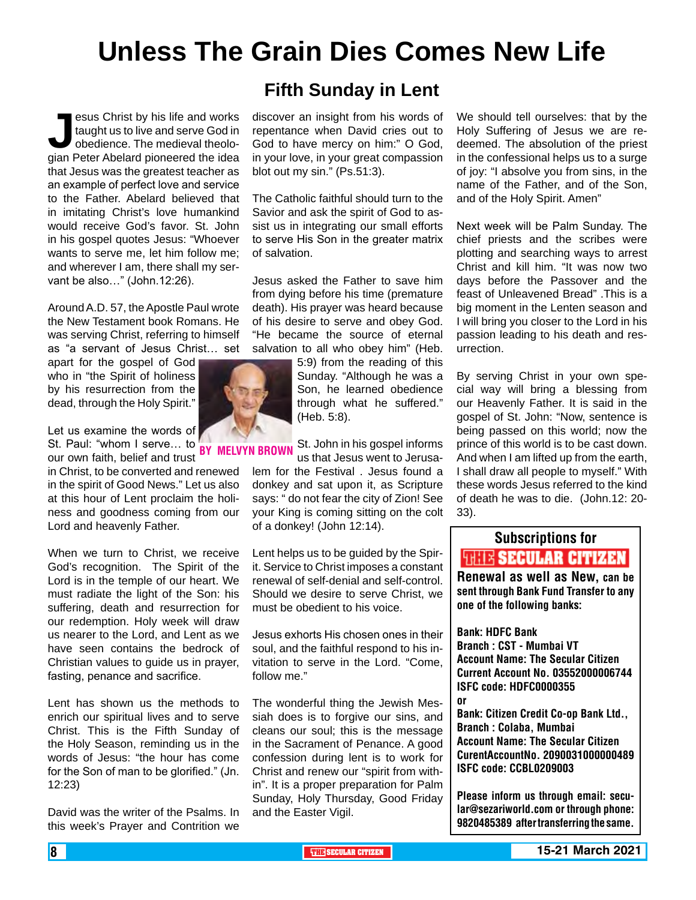# Unless The Grain Dies Comes New Life

## Fifth Sunday in Lent

**BY MELVYN BROWN**

Jesus Christ by his life and works taught us to live and serve God in obedience. The medieval theologian Peter Abelard pioneered the idea that Jesus was the greatest teacher as an example of perfect love and service to the Father. Abelard believed that in imitating Christ's love humankind would receive God's favor. St. John in his gospel quotes Jesus: "Whoever wants to serve me, let him follow me; and wherever I am, there shall my servant be also…" (John.12:26).

Around A.D. 57, the Apostle Paul wrote the New Testament book Romans. He was serving Christ, referring to himself as "a servant of Jesus Christ… set apart for the gospel of God who in "the Spirit of holiness by his resurrection from the dead, through the Holy Spirit."

Let us examine the words of St. Paul: "whom I serve… to our own faith, belief and trust in Christ, to be converted and renewed in the spirit of Good News." Let us also at this hour of Lent proclaim the holiness and goodness coming from our Lord and heavenly Father.

When we turn to Christ, we receive God's recognition. The Spirit of the Lord is in the temple of our heart. We must radiate the light of the Son: his suffering, death and resurrection for our redemption. Holy week will draw us nearer to the Lord, and Lent as we have seen contains the bedrock of Christian values to guide us in prayer, fasting, penance and sacrifice.

Lent has shown us the methods to enrich our spiritual lives and to serve Christ. This is the Fifth Sunday of the Holy Season, reminding us in the words of Jesus: "the hour has come for the Son of man to be glorified." (Jn. 12:23)

David was the writer of the Psalms. In this week's Prayer and Contrition we discover an insight from his words of repentance when David cries out to God to have mercy on him:" O God, in your love, in your great compassion blot out my sin." (Ps.51:3).

The Catholic faithful should turn to the Savior and ask the spirit of God to assist us in integrating our small efforts to serve His Son in the greater matrix of salvation.

Jesus asked the Father to save him from dying before his time (premature death). His prayer was heard because of his desire to serve and obey God. "He became the source of eternal salvation to all who obey him" (Heb. 5:9) from the reading of this Sunday. "Although he was a Son, he learned obedience through what he suffered." (Heb. 5:8).

St. John in his gospel informs us that Jesus went to Jerusalem for the Festival . Jesus found a donkey and sat upon it, as Scripture says: " do not fear the city of Zion! See your King is coming sitting on the colt of a donkey! (John 12:14).

Lent helps us to be guided by the Spirit. Service to Christ imposes a constant renewal of self-denial and self-control. Should we desire to serve Christ, we must be obedient to his voice.

Jesus exhorts His chosen ones in their soul, and the faithful respond to his invitation to serve in the Lord. "Come, follow me."

The wonderful thing the Jewish Messiah does is to forgive our sins, and cleans our soul; this is the message in the Sacrament of Penance. A good confession during lent is to work for Christ and renew our "spirit from within". It is a proper preparation for Palm Sunday, Holy Thursday, Good Friday and the Easter Vigil.

We should tell ourselves: that by the Holy Suffering of Jesus we are redeemed. The absolution of the priest in the confessional helps us to a surge of joy: "I absolve you from sins, in the name of the Father, and of the Son, and of the Holy Spirit. Amen"

Next week will be Palm Sunday. The chief priests and the scribes were plotting and searching ways to arrest Christ and kill him. "It was now two days before the Passover and the feast of Unleavened Bread" .This is a big moment in the Lenten season and I will bring you closer to the Lord in his passion leading to his death and resurrection.

By serving Christ in your own special way will bring a blessing from our Heavenly Father. It is said in the gospel of St. John: "Now, sentence is being passed on this world; now the prince of this world is to be cast down. And when I am lifted up from the earth, I shall draw all people to myself." With these words Jesus referred to the kind of death he was to die. (John.12: 20-33).

---

**Subscriptions for THE SECULAR CITIZEN**

**Renewal as well as New, can be sent through Bank Fund Transfer to any one of the following banks:**

**Bank: HDFC Bank**
**Branch : CST - Mumbai VT**
**Account Name: The Secular Citizen**
**Current Account No. 03552000006744**
**ISFC code: HDFC0000355**

**or**

**Bank: Citizen Credit Co-op Bank Ltd.,**
**Branch : Colaba, Mumbai**
**Account Name: The Secular Citizen**
**CurentAccountNo. 2090031000000489**
**ISFC code: CCBL0209003**

**Please inform us through email: secular@sezariworld.com or through phone: 9820485389 after transferring the same.**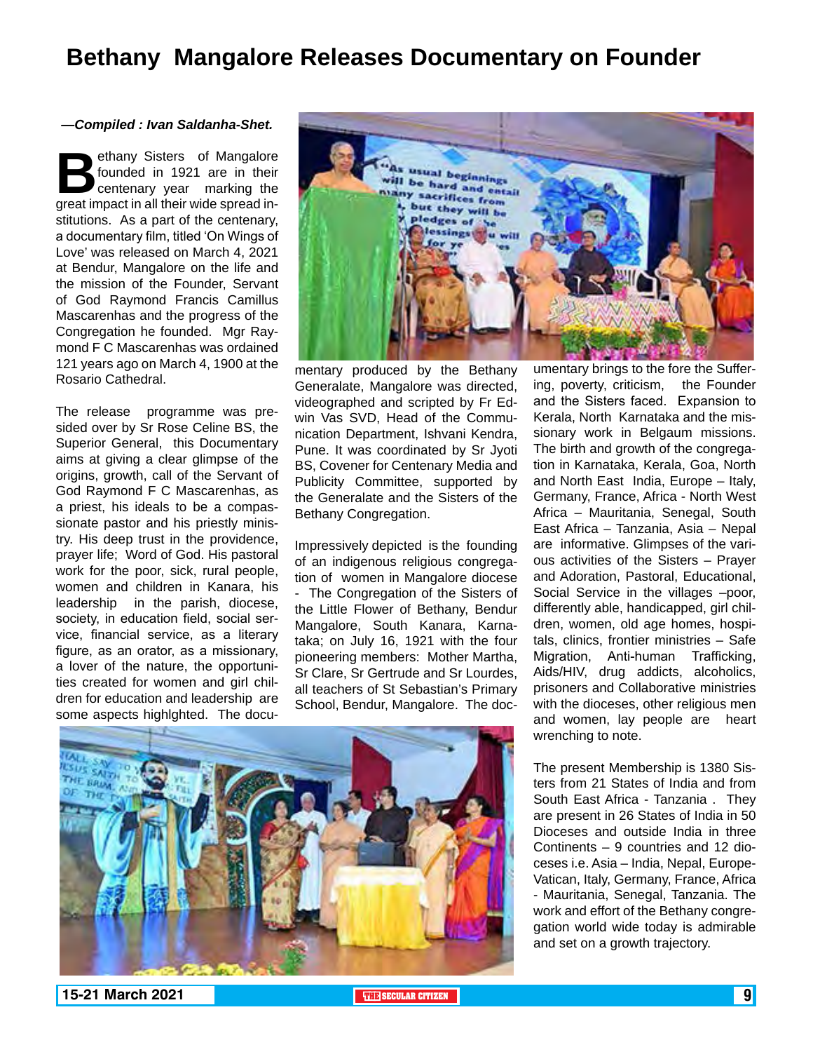# Bethany Mangalore Releases Documentary on Founder

***—Compiled : Ivan Saldanha-Shet.***

Bethany Sisters of Mangalore founded in 1921 are in their centenary year marking the great impact in all their wide spread institutions. As a part of the centenary, a documentary film, titled 'On Wings of Love' was released on March 4, 2021 at Bendur, Mangalore on the life and the mission of the Founder, Servant of God Raymond Francis Camillus Mascarenhas and the progress of the Congregation he founded. Mgr Raymond F C Mascarenhas was ordained 121 years ago on March 4, 1900 at the Rosario Cathedral.

The release programme was presided over by Sr Rose Celine BS, the Superior General, this Documentary aims at giving a clear glimpse of the origins, growth, call of the Servant of God Raymond F C Mascarenhas, as a priest, his ideals to be a compassionate pastor and his priestly ministry. His deep trust in the providence, prayer life; Word of God. His pastoral work for the poor, sick, rural people, women and children in Kanara, his leadership in the parish, diocese, society, in education field, social service, financial service, as a literary figure, as an orator, as a missionary, a lover of the nature, the opportunities created for women and girl children for education and leadership are some aspects highlghted. The documentary produced by the Bethany Generalate, Mangalore was directed, videographed and scripted by Fr Edwin Vas SVD, Head of the Communication Department, Ishvani Kendra, Pune. It was coordinated by Sr Jyoti BS, Covener for Centenary Media and Publicity Committee, supported by the Generalate and the Sisters of the Bethany Congregation.

Impressively depicted is the founding of an indigenous religious congregation of women in Mangalore diocese - The Congregation of the Sisters of the Little Flower of Bethany, Bendur Mangalore, South Kanara, Karnataka; on July 16, 1921 with the four pioneering members: Mother Martha, Sr Clare, Sr Gertrude and Sr Lourdes, all teachers of St Sebastian's Primary School, Bendur, Mangalore. The documentary brings to the fore the Suffering, poverty, criticism, the Founder and the Sisters faced. Expansion to Kerala, North Karnataka and the missionary work in Belgaum missions. The birth and growth of the congregation in Karnataka, Kerala, Goa, North and North East India, Europe – Italy, Germany, France, Africa - North West Africa – Mauritania, Senegal, South East Africa – Tanzania, Asia – Nepal are informative. Glimpses of the various activities of the Sisters – Prayer and Adoration, Pastoral, Educational, Social Service in the villages –poor, differently able, handicapped, girl children, women, old age homes, hospitals, clinics, frontier ministries – Safe Migration, Anti-human Trafficking, Aids/HIV, drug addicts, alcoholics, prisoners and Collaborative ministries with the dioceses, other religious men and women, lay people are heart wrenching to note.

The present Membership is 1380 Sisters from 21 States of India and from South East Africa - Tanzania . They are present in 26 States of India in 50 Dioceses and outside India in three Continents – 9 countries and 12 dioceses i.e. Asia – India, Nepal, Europe-Vatican, Italy, Germany, France, Africa - Mauritania, Senegal, Tanzania. The work and effort of the Bethany congregation world wide today is admirable and set on a growth trajectory.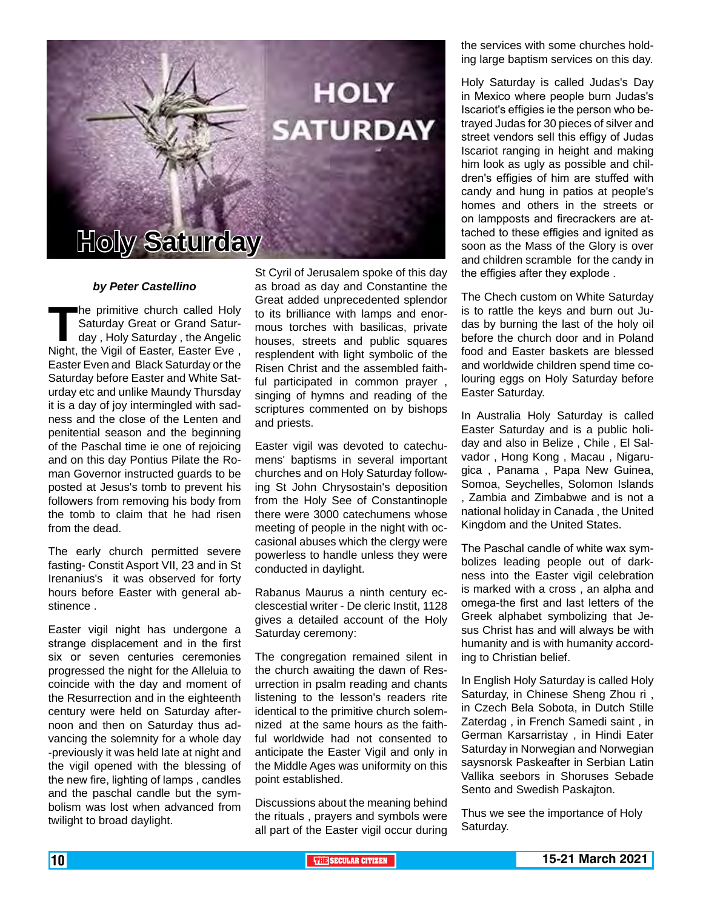# Holy Saturday

*by Peter Castellino*

The primitive church called Holy Saturday Great or Grand Saturday , Holy Saturday , the Angelic Night, the Vigil of Easter, Easter Eve , Easter Even and Black Saturday or the Saturday before Easter and White Saturday etc and unlike Maundy Thursday it is a day of joy intermingled with sadness and the close of the Lenten and penitential season and the beginning of the Paschal time ie one of rejoicing and on this day Pontius Pilate the Roman Governor instructed guards to be posted at Jesus's tomb to prevent his followers from removing his body from the tomb to claim that he had risen from the dead.

The early church permitted severe fasting- Constit Asport VII, 23 and in St Irenanius's it was observed for forty hours before Easter with general abstinence .

Easter vigil night has undergone a strange displacement and in the first six or seven centuries ceremonies progressed the night for the Alleluia to coincide with the day and moment of the Resurrection and in the eighteenth century were held on Saturday afternoon and then on Saturday thus advancing the solemnity for a whole day -previously it was held late at night and the vigil opened with the blessing of the new fire, lighting of lamps , candles and the paschal candle but the symbolism was lost when advanced from twilight to broad daylight.

St Cyril of Jerusalem spoke of this day as broad as day and Constantine the Great added unprecedented splendor to its brilliance with lamps and enormous torches with basilicas, private houses, streets and public squares resplendent with light symbolic of the Risen Christ and the assembled faithful participated in common prayer , singing of hymns and reading of the scriptures commented on by bishops and priests.

Easter vigil was devoted to catechumens' baptisms in several important churches and on Holy Saturday following St John Chrysostain's deposition from the Holy See of Constantinople there were 3000 catechumens whose meeting of people in the night with occasional abuses which the clergy were powerless to handle unless they were conducted in daylight.

Rabanus Maurus a ninth century ecclescestial writer - De cleric Instit, 1128 gives a detailed account of the Holy Saturday ceremony:

The congregation remained silent in the church awaiting the dawn of Resurrection in psalm reading and chants listening to the lesson's readers rite identical to the primitive church solemnized at the same hours as the faithful worldwide had not consented to anticipate the Easter Vigil and only in the Middle Ages was uniformity on this point established.

Discussions about the meaning behind the rituals , prayers and symbols were all part of the Easter vigil occur during the services with some churches holding large baptism services on this day.

Holy Saturday is called Judas's Day in Mexico where people burn Judas's Iscariot's effigies ie the person who betrayed Judas for 30 pieces of silver and street vendors sell this effigy of Judas Iscariot ranging in height and making him look as ugly as possible and children's effigies of him are stuffed with candy and hung in patios at people's homes and others in the streets or on lampposts and firecrackers are attached to these effigies and ignited as soon as the Mass of the Glory is over and children scramble for the candy in the effigies after they explode .

The Chech custom on White Saturday is to rattle the keys and burn out Judas by burning the last of the holy oil before the church door and in Poland food and Easter baskets are blessed and worldwide children spend time colouring eggs on Holy Saturday before Easter Saturday.

In Australia Holy Saturday is called Easter Saturday and is a public holiday and also in Belize , Chile , El Salvador , Hong Kong , Macau , Nigarugica , Panama , Papa New Guinea, Somoa, Seychelles, Solomon Islands , Zambia and Zimbabwe and is not a national holiday in Canada , the United Kingdom and the United States.

The Paschal candle of white wax symbolizes leading people out of darkness into the Easter vigil celebration is marked with a cross , an alpha and omega-the first and last letters of the Greek alphabet symbolizing that Jesus Christ has and will always be with humanity and is with humanity according to Christian belief.

In English Holy Saturday is called Holy Saturday, in Chinese Sheng Zhou ri , in Czech Bela Sobota, in Dutch Stille Zaterdag , in French Samedi saint , in German Karsarristay , in Hindi Eater Saturday in Norwegian and Norwegian saysnorsk Paskeafter in Serbian Latin Vallika seebors in Shoruses Sebade Sento and Swedish Paskajton.

Thus we see the importance of Holy Saturday.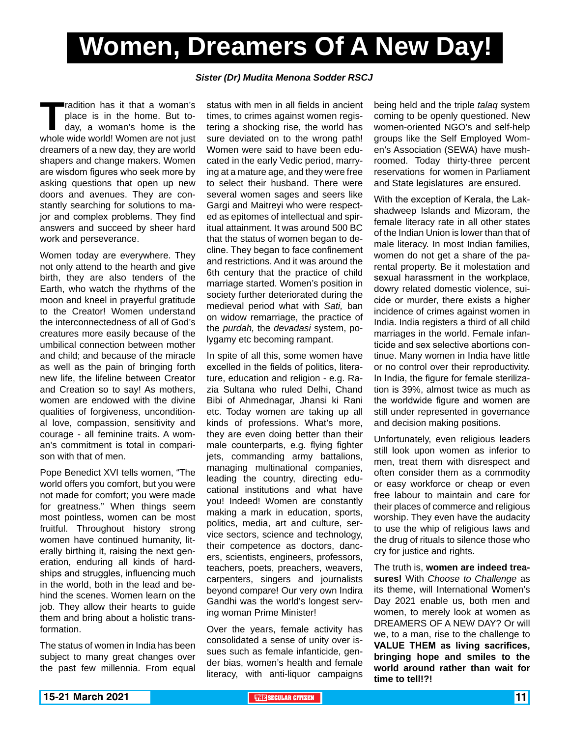# Women, Dreamers Of A New Day!

***Sister (Dr) Mudita Menona Sodder RSCJ***

Tradition has it that a woman's place is in the home. But today, a woman's home is the whole wide world! Women are not just dreamers of a new day, they are world shapers and change makers. Women are wisdom figures who seek more by asking questions that open up new doors and avenues. They are constantly searching for solutions to major and complex problems. They find answers and succeed by sheer hard work and perseverance.

Women today are everywhere. They not only attend to the hearth and give birth, they are also tenders of the Earth, who watch the rhythms of the moon and kneel in prayerful gratitude to the Creator! Women understand the interconnectedness of all of God's creatures more easily because of the umbilical connection between mother and child; and because of the miracle as well as the pain of bringing forth new life, the lifeline between Creator and Creation so to say! As mothers, women are endowed with the divine qualities of forgiveness, unconditional love, compassion, sensitivity and courage - all feminine traits. A woman's commitment is total in comparison with that of men.

Pope Benedict XVI tells women, "The world offers you comfort, but you were not made for comfort; you were made for greatness." When things seem most pointless, women can be most fruitful. Throughout history strong women have continued humanity, literally birthing it, raising the next generation, enduring all kinds of hardships and struggles, influencing much in the world, both in the lead and behind the scenes. Women learn on the job. They allow their hearts to guide them and bring about a holistic transformation.

The status of women in India has been subject to many great changes over the past few millennia. From equal status with men in all fields in ancient times, to crimes against women registering a shocking rise, the world has sure deviated on to the wrong path! Women were said to have been educated in the early Vedic period, marrying at a mature age, and they were free to select their husband. There were several women sages and seers like Gargi and Maitreyi who were respected as epitomes of intellectual and spiritual attainment. It was around 500 BC that the status of women began to decline. They began to face confinement and restrictions. And it was around the 6th century that the practice of child marriage started. Women's position in society further deteriorated during the medieval period what with *Sati,* ban on widow remarriage, the practice of the *purdah,* the *devadasi* system, polygamy etc becoming rampant.

In spite of all this, some women have excelled in the fields of politics, literature, education and religion - e.g. Razia Sultana who ruled Delhi, Chand Bibi of Ahmednagar, Jhansi ki Rani etc. Today women are taking up all kinds of professions. What's more, they are even doing better than their male counterparts, e.g. flying fighter jets, commanding army battalions, managing multinational companies, leading the country, directing educational institutions and what have you! Indeed! Women are constantly making a mark in education, sports, politics, media, art and culture, service sectors, science and technology, their competence as doctors, dancers, scientists, engineers, professors, teachers, poets, preachers, weavers, carpenters, singers and journalists beyond compare! Our very own Indira Gandhi was the world's longest serving woman Prime Minister!

Over the years, female activity has consolidated a sense of unity over issues such as female infanticide, gender bias, women's health and female literacy, with anti-liquor campaigns being held and the triple *talaq* system coming to be openly questioned. New women-oriented NGO's and self-help groups like the Self Employed Women's Association (SEWA) have mushroomed. Today thirty-three percent reservations for women in Parliament and State legislatures are ensured.

With the exception of Kerala, the Lakshadweep Islands and Mizoram, the female literacy rate in all other states of the Indian Union is lower than that of male literacy. In most Indian families, women do not get a share of the parental property. Be it molestation and sexual harassment in the workplace, dowry related domestic violence, suicide or murder, there exists a higher incidence of crimes against women in India. India registers a third of all child marriages in the world. Female infanticide and sex selective abortions continue. Many women in India have little or no control over their reproductivity. In India, the figure for female sterilization is 39%, almost twice as much as the worldwide figure and women are still under represented in governance and decision making positions.

Unfortunately, even religious leaders still look upon women as inferior to men, treat them with disrespect and often consider them as a commodity or easy workforce or cheap or even free labour to maintain and care for their places of commerce and religious worship. They even have the audacity to use the whip of religious laws and the drug of rituals to silence those who cry for justice and rights.

The truth is, **women are indeed treasures!** With *Choose to Challenge* as its theme, will International Women's Day 2021 enable us, both men and women, to merely look at women as DREAMERS OF A NEW DAY? Or will we, to a man, rise to the challenge to **VALUE THEM as living sacrifices, bringing hope and smiles to the world around rather than wait for time to tell!?!**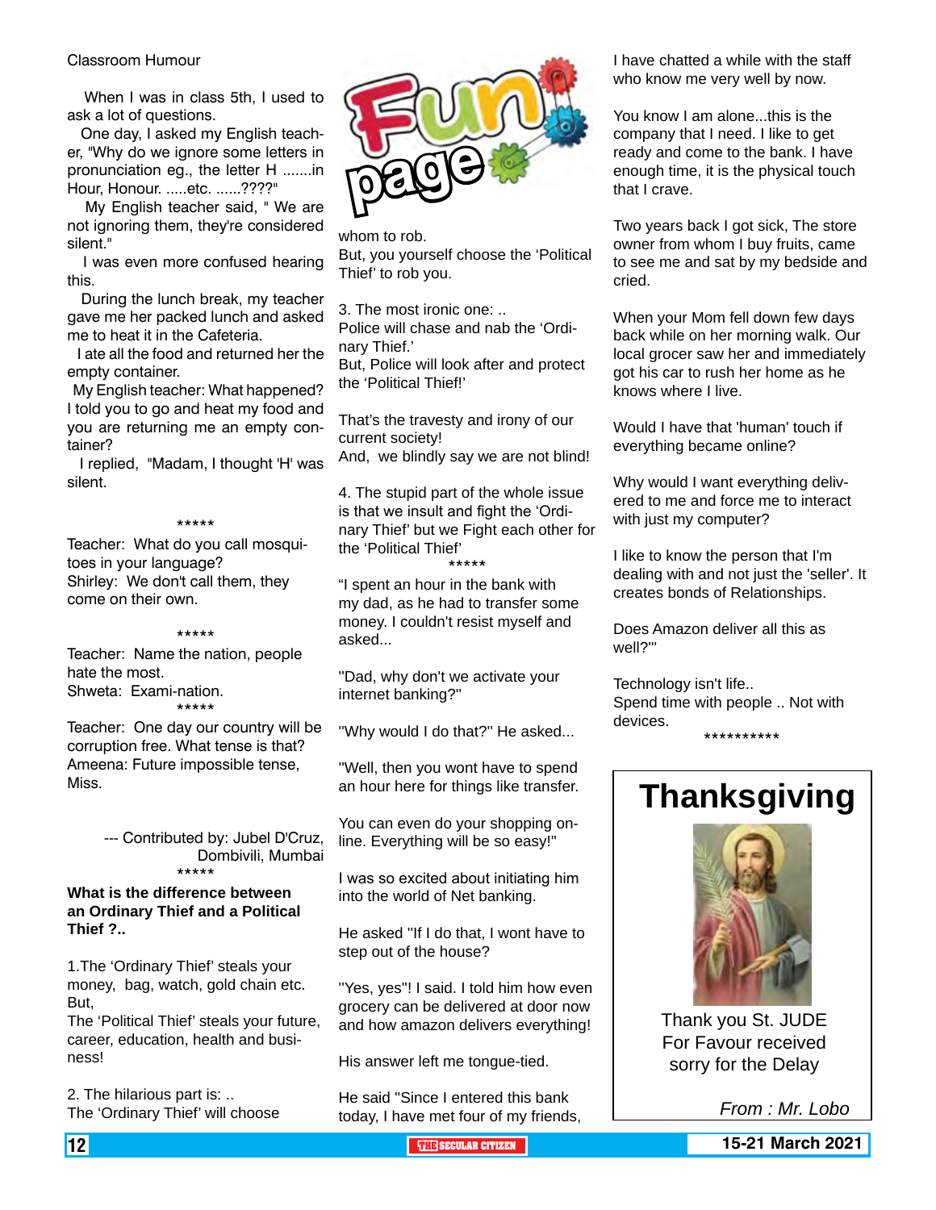# Fun page

## Classroom Humour

When I was in class 5th, I used to ask a lot of questions.

One day, I asked my English teacher, "Why do we ignore some letters in pronunciation eg., the letter H .......in Hour, Honour. .....etc. ......????"

My English teacher said, " We are not ignoring them, they're considered silent."

I was even more confused hearing this.

During the lunch break, my teacher gave me her packed lunch and asked me to heat it in the Cafeteria.

I ate all the food and returned her the empty container.

My English teacher: What happened? I told you to go and heat my food and you are returning me an empty container?

I replied, "Madam, I thought 'H' was silent.

*****

Teacher: What do you call mosquitoes in your language?
Shirley: We don't call them, they come on their own.

*****

Teacher: Name the nation, people hate the most.
Shweta: Exami-nation.

*****

Teacher: One day our country will be corruption free. What tense is that?
Ameena: Future impossible tense, Miss.

--- Contributed by: Jubel D'Cruz, Dombivili, Mumbai

*****

**What is the difference between an Ordinary Thief and a Political Thief ?..**

1.The 'Ordinary Thief' steals your money, bag, watch, gold chain etc.
But,
The 'Political Thief' steals your future, career, education, health and business!

2. The hilarious part is: ..
The 'Ordinary Thief' will choose whom to rob.
But, you yourself choose the 'Political Thief' to rob you.

3. The most ironic one: ..
Police will chase and nab the 'Ordinary Thief.'
But, Police will look after and protect the 'Political Thief!'

That's the travesty and irony of our current society!
And, we blindly say we are not blind!

4. The stupid part of the whole issue is that we insult and fight the 'Ordinary Thief' but we Fight each other for the 'Political Thief'

*****

"I spent an hour in the bank with my dad, as he had to transfer some money. I couldn't resist myself and asked...

"Dad, why don't we activate your internet banking?"

"Why would I do that?" He asked...

"Well, then you wont have to spend an hour here for things like transfer.

You can even do your shopping online. Everything will be so easy!"

I was so excited about initiating him into the world of Net banking.

He asked "If I do that, I wont have to step out of the house?

"Yes, yes"! I said. I told him how even grocery can be delivered at door now and how amazon delivers everything!

His answer left me tongue-tied.

He said "Since I entered this bank today, I have met four of my friends, I have chatted a while with the staff who know me very well by now.

You know I am alone...this is the company that I need. I like to get ready and come to the bank. I have enough time, it is the physical touch that I crave.

Two years back I got sick, The store owner from whom I buy fruits, came to see me and sat by my bedside and cried.

When your Mom fell down few days back while on her morning walk. Our local grocer saw her and immediately got his car to rush her home as he knows where I live.

Would I have that 'human' touch if everything became online?

Why would I want everything delivered to me and force me to interact with just my computer?

I like to know the person that I'm dealing with and not just the 'seller'. It creates bonds of Relationships.

Does Amazon deliver all this as well?'"

Technology isn't life..
Spend time with people .. Not with devices.

**********

## Thanksgiving

Thank you St. JUDE
For Favour received
sorry for the Delay

*From : Mr. Lobo*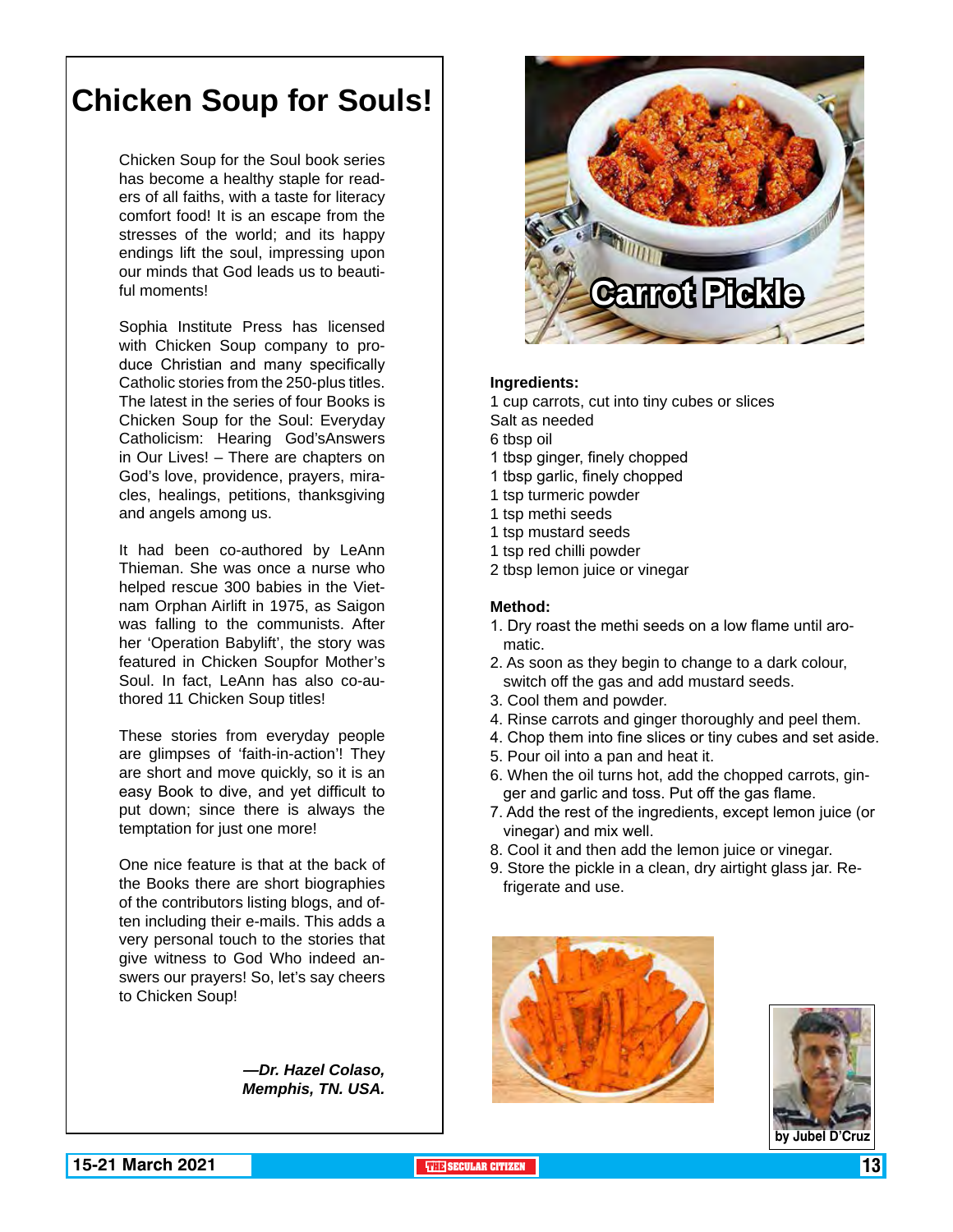# Chicken Soup for Souls!

Chicken Soup for the Soul book series has become a healthy staple for readers of all faiths, with a taste for literacy comfort food! It is an escape from the stresses of the world; and its happy endings lift the soul, impressing upon our minds that God leads us to beautiful moments!

Sophia Institute Press has licensed with Chicken Soup company to produce Christian and many specifically Catholic stories from the 250-plus titles. The latest in the series of four Books is Chicken Soup for the Soul: Everyday Catholicism: Hearing God'sAnswers in Our Lives! – There are chapters on God's love, providence, prayers, miracles, healings, petitions, thanksgiving and angels among us.

It had been co-authored by LeAnn Thieman. She was once a nurse who helped rescue 300 babies in the Vietnam Orphan Airlift in 1975, as Saigon was falling to the communists. After her 'Operation Babylift', the story was featured in Chicken Soupfor Mother's Soul. In fact, LeAnn has also co-authored 11 Chicken Soup titles!

These stories from everyday people are glimpses of 'faith-in-action'! They are short and move quickly, so it is an easy Book to dive, and yet difficult to put down; since there is always the temptation for just one more!

One nice feature is that at the back of the Books there are short biographies of the contributors listing blogs, and often including their e-mails. This adds a very personal touch to the stories that give witness to God Who indeed answers our prayers! So, let's say cheers to Chicken Soup!

***—Dr. Hazel Colaso, Memphis, TN. USA.***

# Carrot Pickle

**Ingredients:**

1 cup carrots, cut into tiny cubes or slices
Salt as needed
6 tbsp oil
1 tbsp ginger, finely chopped
1 tbsp garlic, finely chopped
1 tsp turmeric powder
1 tsp methi seeds
1 tsp mustard seeds
1 tsp red chilli powder
2 tbsp lemon juice or vinegar

**Method:**

1. Dry roast the methi seeds on a low flame until aromatic.
2. As soon as they begin to change to a dark colour, switch off the gas and add mustard seeds.
3. Cool them and powder.
4. Rinse carrots and ginger thoroughly and peel them.
4. Chop them into fine slices or tiny cubes and set aside.
5. Pour oil into a pan and heat it.
6. When the oil turns hot, add the chopped carrots, ginger and garlic and toss. Put off the gas flame.
7. Add the rest of the ingredients, except lemon juice (or vinegar) and mix well.
8. Cool it and then add the lemon juice or vinegar.
9. Store the pickle in a clean, dry airtight glass jar. Refrigerate and use.

**by Jubel D'Cruz**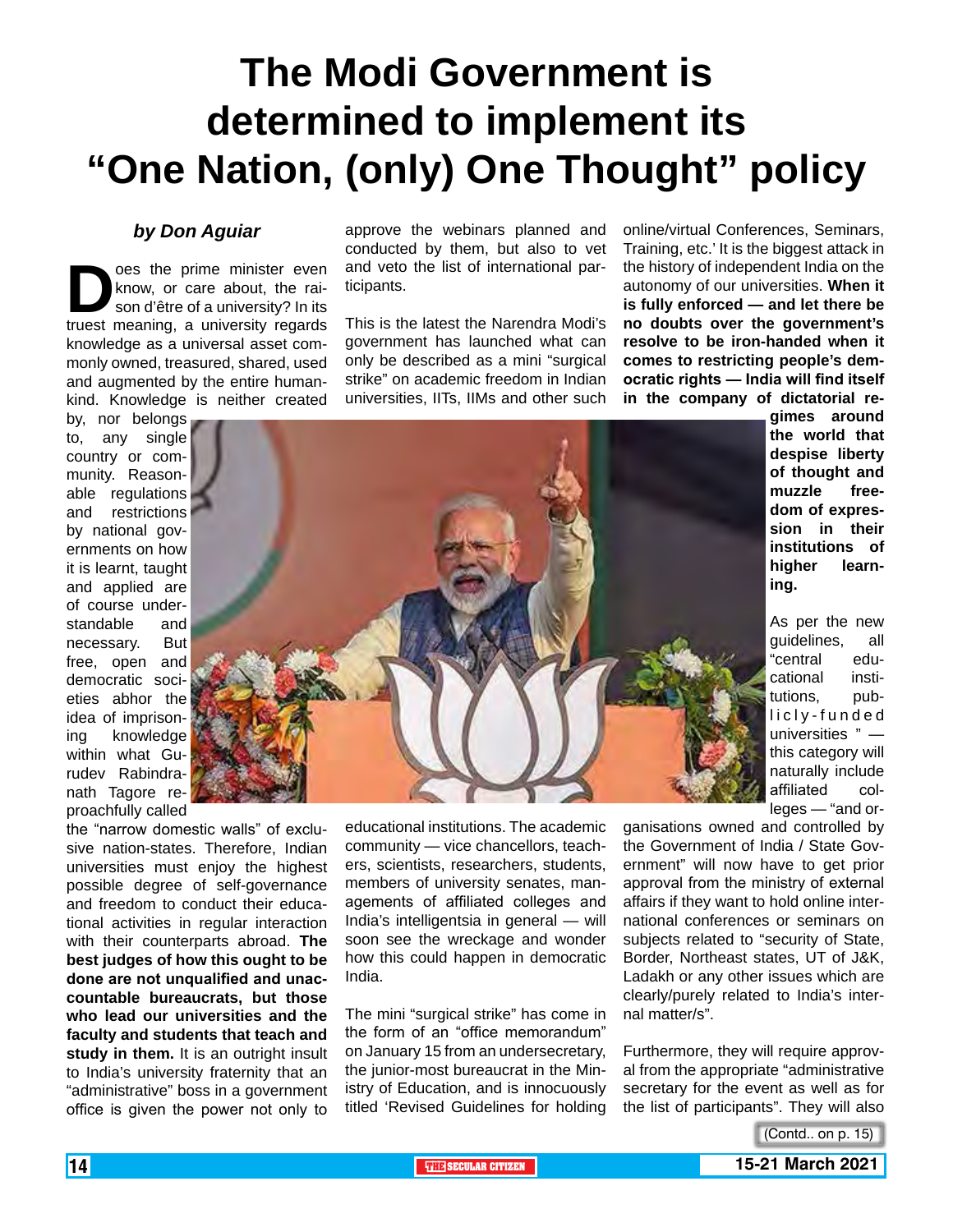# The Modi Government is determined to implement its "One Nation, (only) One Thought" policy

***by Don Aguiar***

Does the prime minister even know, or care about, the raison d'être of a university? In its truest meaning, a university regards knowledge as a universal asset commonly owned, treasured, shared, used and augmented by the entire humankind. Knowledge is neither created by, nor belongs to, any single country or community. Reasonable regulations and restrictions by national governments on how it is learnt, taught and applied are of course understandable and necessary. But free, open and democratic societies abhor the idea of imprisoning knowledge within what Gurudev Rabindranath Tagore reproachfully called the "narrow domestic walls" of exclusive nation-states. Therefore, Indian universities must enjoy the highest possible degree of self-governance and freedom to conduct their educational activities in regular interaction with their counterparts abroad. **The best judges of how this ought to be done are not unqualified and unaccountable bureaucrats, but those who lead our universities and the faculty and students that teach and study in them.** It is an outright insult to India's university fraternity that an "administrative" boss in a government office is given the power not only to approve the webinars planned and conducted by them, but also to vet and veto the list of international participants.

This is the latest the Narendra Modi's government has launched what can only be described as a mini "surgical strike" on academic freedom in Indian universities, IITs, IIMs and other such educational institutions. The academic community — vice chancellors, teachers, scientists, researchers, students, members of university senates, managements of affiliated colleges and India's intelligentsia in general — will soon see the wreckage and wonder how this could happen in democratic India.

The mini "surgical strike" has come in the form of an "office memorandum" on January 15 from an undersecretary, the junior-most bureaucrat in the Ministry of Education, and is innocuously titled 'Revised Guidelines for holding online/virtual Conferences, Seminars, Training, etc.' It is the biggest attack in the history of independent India on the autonomy of our universities. **When it is fully enforced — and let there be no doubts over the government's resolve to be iron-handed when it comes to restricting people's democratic rights — India will find itself in the company of dictatorial regimes around the world that despise liberty of thought and muzzle freedom of expression in their institutions of higher learning.**

As per the new guidelines, all "central educational institutions, publicly-funded universities " — this category will naturally include affiliated colleges — "and organisations owned and controlled by the Government of India / State Government" will now have to get prior approval from the ministry of external affairs if they want to hold online international conferences or seminars on subjects related to "security of State, Border, Northeast states, UT of J&K, Ladakh or any other issues which are clearly/purely related to India's internal matter/s".

Furthermore, they will require approval from the appropriate "administrative secretary for the event as well as for the list of participants". They will also

(Contd.. on p. 15)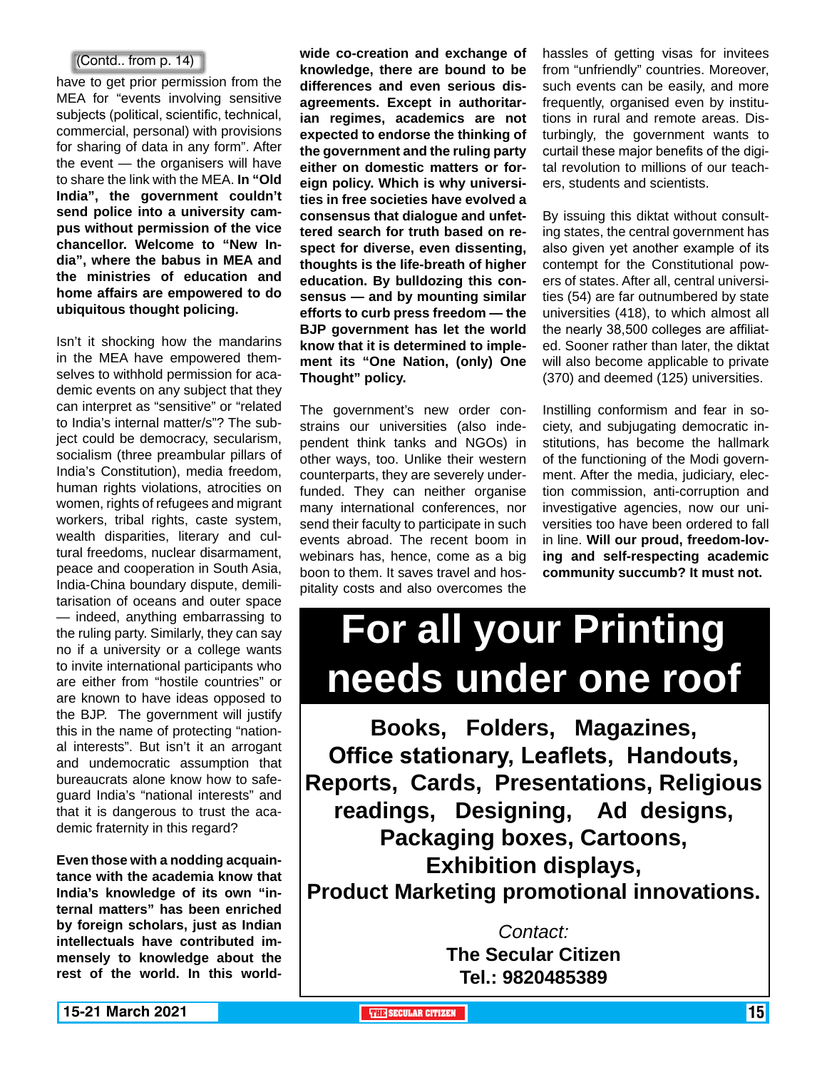(Contd.. from p. 14)

have to get prior permission from the MEA for "events involving sensitive subjects (political, scientific, technical, commercial, personal) with provisions for sharing of data in any form". After the event — the organisers will have to share the link with the MEA. **In "Old India", the government couldn't send police into a university campus without permission of the vice chancellor. Welcome to "New India", where the babus in MEA and the ministries of education and home affairs are empowered to do ubiquitous thought policing.**

Isn't it shocking how the mandarins in the MEA have empowered themselves to withhold permission for academic events on any subject that they can interpret as "sensitive" or "related to India's internal matter/s"? The subject could be democracy, secularism, socialism (three preambular pillars of India's Constitution), media freedom, human rights violations, atrocities on women, rights of refugees and migrant workers, tribal rights, caste system, wealth disparities, literary and cultural freedoms, nuclear disarmament, peace and cooperation in South Asia, India-China boundary dispute, demilitarisation of oceans and outer space — indeed, anything embarrassing to the ruling party. Similarly, they can say no if a university or a college wants to invite international participants who are either from "hostile countries" or are known to have ideas opposed to the BJP. The government will justify this in the name of protecting "national interests". But isn't it an arrogant and undemocratic assumption that bureaucrats alone know how to safeguard India's "national interests" and that it is dangerous to trust the academic fraternity in this regard?

**Even those with a nodding acquaintance with the academia know that India's knowledge of its own "internal matters" has been enriched by foreign scholars, just as Indian intellectuals have contributed immensely to knowledge about the rest of the world. In this worldwide co-creation and exchange of knowledge, there are bound to be differences and even serious disagreements. Except in authoritarian regimes, academics are not expected to endorse the thinking of the government and the ruling party either on domestic matters or foreign policy. Which is why universities in free societies have evolved a consensus that dialogue and unfettered search for truth based on respect for diverse, even dissenting, thoughts is the life-breath of higher education. By bulldozing this consensus — and by mounting similar efforts to curb press freedom — the BJP government has let the world know that it is determined to implement its "One Nation, (only) One Thought" policy.**

The government's new order constrains our universities (also independent think tanks and NGOs) in other ways, too. Unlike their western counterparts, they are severely underfunded. They can neither organise many international conferences, nor send their faculty to participate in such events abroad. The recent boom in webinars has, hence, come as a big boon to them. It saves travel and hospitality costs and also overcomes the hassles of getting visas for invitees from "unfriendly" countries. Moreover, such events can be easily, and more frequently, organised even by institutions in rural and remote areas. Disturbingly, the government wants to curtail these major benefits of the digital revolution to millions of our teachers, students and scientists.

By issuing this diktat without consulting states, the central government has also given yet another example of its contempt for the Constitutional powers of states. After all, central universities (54) are far outnumbered by state universities (418), to which almost all the nearly 38,500 colleges are affiliated. Sooner rather than later, the diktat will also become applicable to private (370) and deemed (125) universities.

Instilling conformism and fear in society, and subjugating democratic institutions, has become the hallmark of the functioning of the Modi government. After the media, judiciary, election commission, anti-corruption and investigative agencies, now our universities too have been ordered to fall in line. **Will our proud, freedom-loving and self-respecting academic community succumb? It must not.**

# For all your Printing needs under one roof

**Books, Folders, Magazines, Office stationary, Leaflets, Handouts, Reports, Cards, Presentations, Religious readings, Designing, Ad designs, Packaging boxes, Cartoons, Exhibition displays, Product Marketing promotional innovations.**

*Contact:*
**The Secular Citizen**
**Tel.: 9820485389**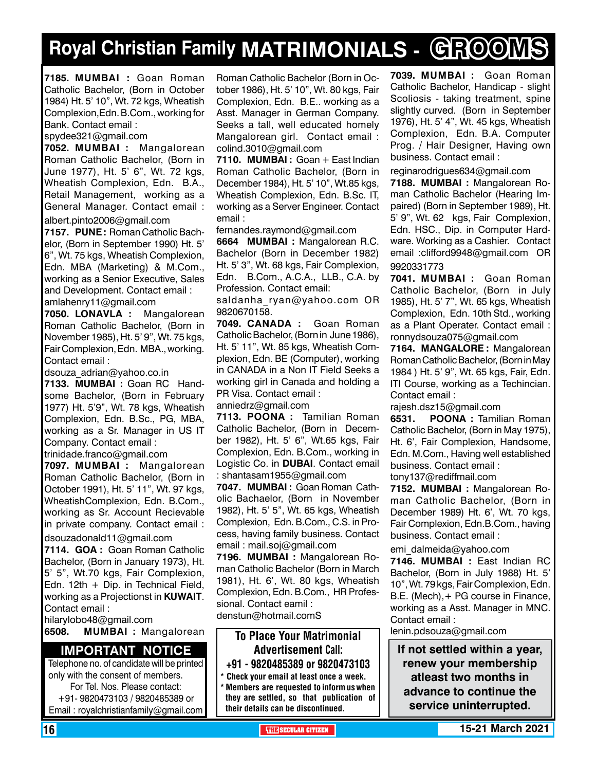# Royal Christian Family MATRIMONIALS - GROOMS

**7185. MUMBAI :** Goan Roman Catholic Bachelor, (Born in October 1984) Ht. 5' 10", Wt. 72 kgs, Wheatish Complexion, Edn. B.Com., working for Bank. Contact email : spydee321@gmail.com

**7052. MUMBAI :** Mangalorean Roman Catholic Bachelor, (Born in June 1977), Ht. 5' 6", Wt. 72 kgs, Wheatish Complexion, Edn. B.A., Retail Management, working as a General Manager. Contact email : albert.pinto2006@gmail.com

**7157. PUNE :** Roman Catholic Bachelor, (Born in September 1990) Ht. 5' 6", Wt. 75 kgs, Wheatish Complexion, Edn. MBA (Marketing) & M.Com., working as a Senior Executive, Sales and Development. Contact email : amlahenry11@gmail.com

**7050. LONAVLA :** Mangalorean Roman Catholic Bachelor, (Born in November 1985), Ht. 5' 9", Wt. 75 kgs, Fair Complexion, Edn. MBA., working. Contact email : dsouza_adrian@yahoo.co.in

**7133. MUMBAI :** Goan RC Handsome Bachelor, (Born in February 1977) Ht. 5'9", Wt. 78 kgs, Wheatish Complexion, Edn. B.Sc., PG, MBA, working as a Sr. Manager in US IT Company. Contact email : trinidade.franco@gmail.com

**7097. MUMBAI :** Mangalorean Roman Catholic Bachelor, (Born in October 1991), Ht. 5' 11", Wt. 97 kgs, WheatishComplexion, Edn. B.Com., working as Sr. Account Recievable in private company. Contact email : dsouzadonald11@gmail.com

**7114. GOA :** Goan Roman Catholic Bachelor, (Born in January 1973), Ht. 5' 5", Wt.70 kgs, Fair Complexion, Edn. 12th + Dip. in Technical Field, working as a Projectionst in **KUWAIT**. Contact email : hilarylobo48@gmail.com

**6508. MUMBAI :** Mangalorean Roman Catholic Bachelor (Born in October 1986), Ht. 5' 10", Wt. 80 kgs, Fair Complexion, Edn. B.E.. working as a Asst. Manager in German Company. Seeks a tall, well educated homely Mangalorean girl. Contact email : colind.3010@gmail.com

**7110. MUMBAI :** Goan + East Indian Roman Catholic Bachelor, (Born in December 1984), Ht. 5' 10", Wt.85 kgs, Wheatish Complexion, Edn. B.Sc. IT, working as a Server Engineer. Contact email : fernandes.raymond@gmail.com

**6664 MUMBAI :** Mangalorean R.C. Bachelor (Born in December 1982) Ht. 5' 3", Wt. 68 kgs, Fair Complexion, Edn. B.Com., A.C.A., LLB., C.A. by Profession. Contact email: saldanha_ryan@yahoo.com OR 9820670158.

**7049. CANADA :** Goan Roman Catholic Bachelor, (Born in June 1986), Ht. 5' 11", Wt. 85 kgs, Wheatish Complexion, Edn. BE (Computer), working in CANADA in a Non IT Field Seeks a working girl in Canada and holding a PR Visa. Contact email : anniedrz@gmail.com

**7113. POONA :** Tamilian Roman Catholic Bachelor, (Born in December 1982), Ht. 5' 6", Wt.65 kgs, Fair Complexion, Edn. B.Com., working in Logistic Co. in **DUBAI**. Contact email : shantasam1955@gmail.com

**7047. MUMBAI :** Goan Roman Catholic Bachaelor, (Born in November 1982), Ht. 5' 5", Wt. 65 kgs, Wheatish Complexion, Edn. B.Com., C.S. in Process, having family business. Contact email : mail.soj@gmail.com

**7196. MUMBAI :** Mangalorean Roman Catholic Bachelor (Born in March 1981), Ht. 6', Wt. 80 kgs, Wheatish Complexion, Edn. B.Com., HR Professional. Contact eamil : denstun@hotmail.comS

**7039. MUMBAI :** Goan Roman Catholic Bachelor, Handicap - slight Scoliosis - taking treatment, spine slightly curved. (Born in September 1976), Ht. 5' 4", Wt. 45 kgs, Wheatish Complexion, Edn. B.A. Computer Prog. / Hair Designer, Having own business. Contact email : reginarodrigues634@gmail.com

**7188. MUMBAI :** Mangalorean Roman Catholic Bachelor (Hearing Impaired) (Born in September 1989), Ht. 5' 9", Wt. 62 kgs, Fair Complexion, Edn. HSC., Dip. in Computer Hardware. Working as a Cashier. Contact email :clifford9948@gmail.com OR 9920331773

**7041. MUMBAI :** Goan Roman Catholic Bachelor, (Born in July 1985), Ht. 5' 7", Wt. 65 kgs, Wheatish Complexion, Edn. 10th Std., working as a Plant Operater. Contact email : ronnydsouza075@gmail.com

**7164. MANGALORE :** Mangalorean Roman Catholic Bachelor, (Born in May 1984 ) Ht. 5' 9", Wt. 65 kgs, Fair, Edn. ITI Course, working as a Techincian. Contact email : rajesh.dsz15@gmail.com

**6531. POONA :** Tamilian Roman Catholic Bachelor, (Born in May 1975), Ht. 6', Fair Complexion, Handsome, Edn. M.Com., Having well established business. Contact email : tony137@rediffmail.com

**7152. MUMBAI :** Mangalorean Roman Catholic Bachelor, (Born in December 1989) Ht. 6', Wt. 70 kgs, Fair Complexion, Edn.B.Com., having business. Contact email : emi_dalmeida@yahoo.com

**7146. MUMBAI :** East Indian RC Bachelor, (Born in July 1988) Ht. 5' 10", Wt. 79 kgs, Fair Complexion, Edn. B.E. (Mech),+ PG course in Finance, working as a Asst. Manager in MNC. Contact email : lenin.pdsouza@gmail.com

## IMPORTANT NOTICE

Telephone no. of candidate will be printed only with the consent of members.
For Tel. Nos. Please contact:
+91- 9820473103 / 9820485389 or
Email : royalchristianfamily@gmail.com

**To Place Your Matrimonial Advertisement Call:**
**+91 - 9820485389 or 9820473103**

* Check your email at least once a week.
* Members are requested to inform us when they are settled, so that publication of their details can be discontinued.

**If not settled within a year, renew your membership atleast two months in advance to continue the service uninterrupted.**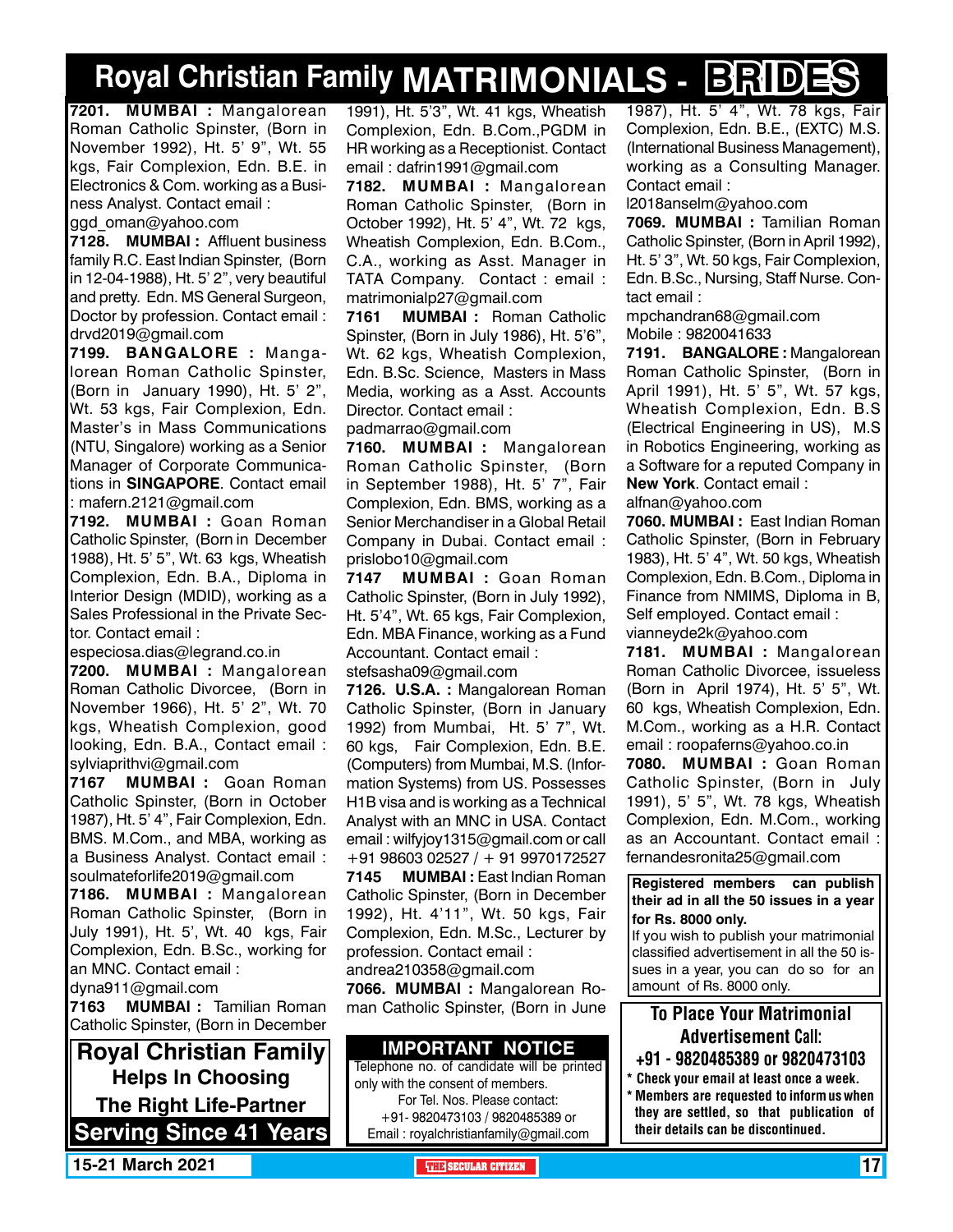# Royal Christian Family MATRIMONIALS - BRIDES

**7201. MUMBAI :** Mangalorean Roman Catholic Spinster, (Born in November 1992), Ht. 5' 9", Wt. 55 kgs, Fair Complexion, Edn. B.E. in Electronics & Com. working as a Business Analyst. Contact email : ggd_oman@yahoo.com

**7128. MUMBAI :** Affluent business family R.C. East Indian Spinster, (Born in 12-04-1988), Ht. 5' 2", very beautiful and pretty. Edn. MS General Surgeon, Doctor by profession. Contact email : drvd2019@gmail.com

**7199. BANGALORE :** Mangalorean Roman Catholic Spinster, (Born in January 1990), Ht. 5' 2", Wt. 53 kgs, Fair Complexion, Edn. Master's in Mass Communications (NTU, Singalore) working as a Senior Manager of Corporate Communications in **SINGAPORE**. Contact email : mafern.2121@gmail.com

**7192. MUMBAI :** Goan Roman Catholic Spinster, (Born in December 1988), Ht. 5' 5", Wt. 63 kgs, Wheatish Complexion, Edn. B.A., Diploma in Interior Design (MDID), working as a Sales Professional in the Private Sector. Contact email : especiosa.dias@legrand.co.in

**7200. MUMBAI :** Mangalorean Roman Catholic Divorcee, (Born in November 1966), Ht. 5' 2", Wt. 70 kgs, Wheatish Complexion, good looking, Edn. B.A., Contact email : sylviaprithvi@gmail.com

**7167 MUMBAI :** Goan Roman Catholic Spinster, (Born in October 1987), Ht. 5' 4", Fair Complexion, Edn. BMS. M.Com., and MBA, working as a Business Analyst. Contact email : soulmateforlife2019@gmail.com

**7186. MUMBAI :** Mangalorean Roman Catholic Spinster, (Born in July 1991), Ht. 5', Wt. 40 kgs, Fair Complexion, Edn. B.Sc., working for an MNC. Contact email : dyna911@gmail.com

**7163 MUMBAI :** Tamilian Roman Catholic Spinster, (Born in December 1991), Ht. 5'3", Wt. 41 kgs, Wheatish Complexion, Edn. B.Com.,PGDM in HR working as a Receptionist. Contact email : dafrin1991@gmail.com

**7182. MUMBAI :** Mangalorean Roman Catholic Spinster, (Born in October 1992), Ht. 5' 4", Wt. 72 kgs, Wheatish Complexion, Edn. B.Com., C.A., working as Asst. Manager in TATA Company. Contact : email : matrimonialp27@gmail.com

**7161 MUMBAI :** Roman Catholic Spinster, (Born in July 1986), Ht. 5'6", Wt. 62 kgs, Wheatish Complexion, Edn. B.Sc. Science, Masters in Mass Media, working as a Asst. Accounts Director. Contact email : padmarrao@gmail.com

**7160. MUMBAI :** Mangalorean Roman Catholic Spinster, (Born in September 1988), Ht. 5' 7", Fair Complexion, Edn. BMS, working as a Senior Merchandiser in a Global Retail Company in Dubai. Contact email : prislobo10@gmail.com

**7147 MUMBAI :** Goan Roman Catholic Spinster, (Born in July 1992), Ht. 5'4", Wt. 65 kgs, Fair Complexion, Edn. MBA Finance, working as a Fund Accountant. Contact email : stefsasha09@gmail.com

**7126. U.S.A. :** Mangalorean Roman Catholic Spinster, (Born in January 1992) from Mumbai, Ht. 5' 7", Wt. 60 kgs, Fair Complexion, Edn. B.E. (Computers) from Mumbai, M.S. (Information Systems) from US. Possesses H1B visa and is working as a Technical Analyst with an MNC in USA. Contact email : wilfyjoy1315@gmail.com or call +91 98603 02527 / + 91 9970172527

**7145 MUMBAI :** East Indian Roman Catholic Spinster, (Born in December 1992), Ht. 4'11", Wt. 50 kgs, Fair Complexion, Edn. M.Sc., Lecturer by profession. Contact email : andrea210358@gmail.com

**7066. MUMBAI :** Mangalorean Roman Catholic Spinster, (Born in June 1987), Ht. 5' 4", Wt. 78 kgs, Fair Complexion, Edn. B.E., (EXTC) M.S. (International Business Management), working as a Consulting Manager. Contact email : l2018anselm@yahoo.com

**7069. MUMBAI :** Tamilian Roman Catholic Spinster, (Born in April 1992), Ht. 5' 3", Wt. 50 kgs, Fair Complexion, Edn. B.Sc., Nursing, Staff Nurse. Contact email : mpchandran68@gmail.com Mobile : 9820041633

**7191. BANGALORE :** Mangalorean Roman Catholic Spinster, (Born in April 1991), Ht. 5' 5", Wt. 57 kgs, Wheatish Complexion, Edn. B.S (Electrical Engineering in US), M.S in Robotics Engineering, working as a Software for a reputed Company in **New York**. Contact email : alfnan@yahoo.com

**7060. MUMBAI :** East Indian Roman Catholic Spinster, (Born in February 1983), Ht. 5' 4", Wt. 50 kgs, Wheatish Complexion, Edn. B.Com., Diploma in Finance from NMIMS, Diploma in B, Self employed. Contact email : vianneyde2k@yahoo.com

**7181. MUMBAI :** Mangalorean Roman Catholic Divorcee, issueless (Born in April 1974), Ht. 5' 5", Wt. 60 kgs, Wheatish Complexion, Edn. M.Com., working as a H.R. Contact email : roopaferns@yahoo.co.in

**7080. MUMBAI :** Goan Roman Catholic Spinster, (Born in July 1991), 5' 5", Wt. 78 kgs, Wheatish Complexion, Edn. M.Com., working as an Accountant. Contact email : fernandesronita25@gmail.com

**Royal Christian Family Helps In Choosing The Right Life-Partner**
**Serving Since 41 Years**

**IMPORTANT NOTICE**

Telephone no. of candidate will be printed only with the consent of members. For Tel. Nos. Please contact: +91- 9820473103 / 9820485389 or Email : royalchristianfamily@gmail.com

**Registered members can publish their ad in all the 50 issues in a year for Rs. 8000 only.**

If you wish to publish your matrimonial classified advertisement in all the 50 issues in a year, you can do so for an amount of Rs. 8000 only.

**To Place Your Matrimonial Advertisement Call: +91 - 9820485389 or 9820473103**

- **Check your email at least once a week.**
- **Members are requested to inform us when they are settled, so that publication of their details can be discontinued.**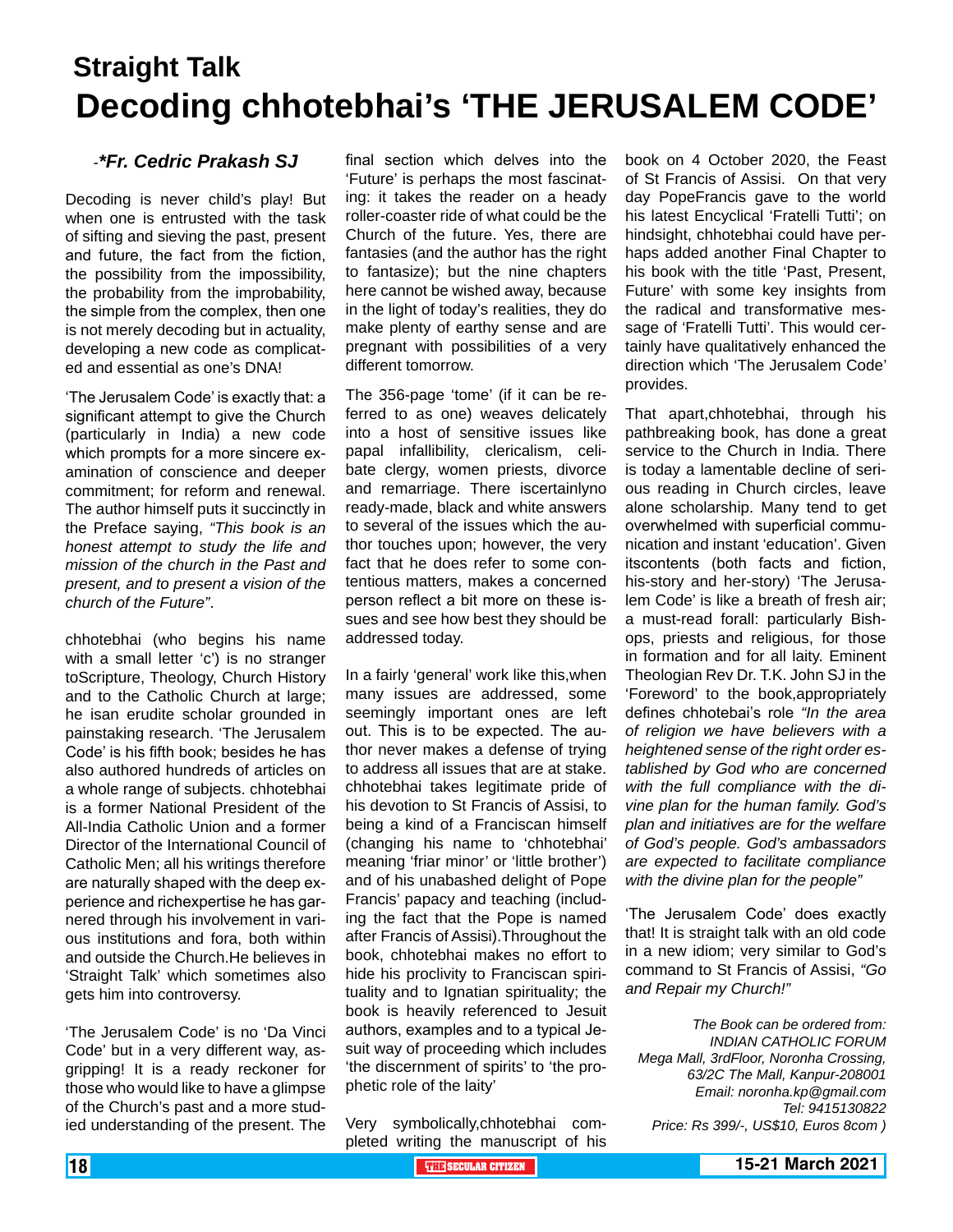## Straight Talk

# Decoding chhotebhai's 'THE JERUSALEM CODE'

-***Fr. Cedric Prakash SJ***

Decoding is never child's play! But when one is entrusted with the task of sifting and sieving the past, present and future, the fact from the fiction, the possibility from the impossibility, the probability from the improbability, the simple from the complex, then one is not merely decoding but in actuality, developing a new code as complicated and essential as one's DNA!

'The Jerusalem Code' is exactly that: a significant attempt to give the Church (particularly in India) a new code which prompts for a more sincere examination of conscience and deeper commitment; for reform and renewal. The author himself puts it succinctly in the Preface saying, *"This book is an honest attempt to study the life and mission of the church in the Past and present, and to present a vision of the church of the Future"*.

chhotebhai (who begins his name with a small letter 'c') is no stranger toScripture, Theology, Church History and to the Catholic Church at large; he isan erudite scholar grounded in painstaking research. 'The Jerusalem Code' is his fifth book; besides he has also authored hundreds of articles on a whole range of subjects. chhotebhai is a former National President of the All-India Catholic Union and a former Director of the International Council of Catholic Men; all his writings therefore are naturally shaped with the deep experience and richexpertise he has garnered through his involvement in various institutions and fora, both within and outside the Church.He believes in 'Straight Talk' which sometimes also gets him into controversy.

'The Jerusalem Code' is no 'Da Vinci Code' but in a very different way, asgripping! It is a ready reckoner for those who would like to have a glimpse of the Church's past and a more studied understanding of the present. The final section which delves into the 'Future' is perhaps the most fascinating: it takes the reader on a heady roller-coaster ride of what could be the Church of the future. Yes, there are fantasies (and the author has the right to fantasize); but the nine chapters here cannot be wished away, because in the light of today's realities, they do make plenty of earthy sense and are pregnant with possibilities of a very different tomorrow.

The 356-page 'tome' (if it can be referred to as one) weaves delicately into a host of sensitive issues like papal infallibility, clericalism, celibate clergy, women priests, divorce and remarriage. There iscertainlyno ready-made, black and white answers to several of the issues which the author touches upon; however, the very fact that he does refer to some contentious matters, makes a concerned person reflect a bit more on these issues and see how best they should be addressed today.

In a fairly 'general' work like this,when many issues are addressed, some seemingly important ones are left out. This is to be expected. The author never makes a defense of trying to address all issues that are at stake. chhotebhai takes legitimate pride of his devotion to St Francis of Assisi, to being a kind of a Franciscan himself (changing his name to 'chhotebhai' meaning 'friar minor' or 'little brother') and of his unabashed delight of Pope Francis' papacy and teaching (including the fact that the Pope is named after Francis of Assisi).Throughout the book, chhotebhai makes no effort to hide his proclivity to Franciscan spirituality and to Ignatian spirituality; the book is heavily referenced to Jesuit authors, examples and to a typical Jesuit way of proceeding which includes 'the discernment of spirits' to 'the prophetic role of the laity'

Very symbolically,chhotebhai completed writing the manuscript of his book on 4 October 2020, the Feast of St Francis of Assisi. On that very day PopeFrancis gave to the world his latest Encyclical 'Fratelli Tutti'; on hindsight, chhotebhai could have perhaps added another Final Chapter to his book with the title 'Past, Present, Future' with some key insights from the radical and transformative message of 'Fratelli Tutti'. This would certainly have qualitatively enhanced the direction which 'The Jerusalem Code' provides.

That apart,chhotebhai, through his pathbreaking book, has done a great service to the Church in India. There is today a lamentable decline of serious reading in Church circles, leave alone scholarship. Many tend to get overwhelmed with superficial communication and instant 'education'. Given itscontents (both facts and fiction, his-story and her-story) 'The Jerusalem Code' is like a breath of fresh air; a must-read forall: particularly Bishops, priests and religious, for those in formation and for all laity. Eminent Theologian Rev Dr. T.K. John SJ in the 'Foreword' to the book,appropriately defines chhotebai's role *"In the area of religion we have believers with a heightened sense of the right order established by God who are concerned with the full compliance with the divine plan for the human family. God's plan and initiatives are for the welfare of God's people. God's ambassadors are expected to facilitate compliance with the divine plan for the people"*

'The Jerusalem Code' does exactly that! It is straight talk with an old code in a new idiom; very similar to God's command to St Francis of Assisi, *"Go and Repair my Church!"*

*The Book can be ordered from:*
*INDIAN CATHOLIC FORUM*
*Mega Mall, 3rdFloor, Noronha Crossing,*
*63/2C The Mall, Kanpur-208001*
*Email: noronha.kp@gmail.com*
*Tel: 9415130822*
*Price: Rs 399/-, US$10, Euros 8com )*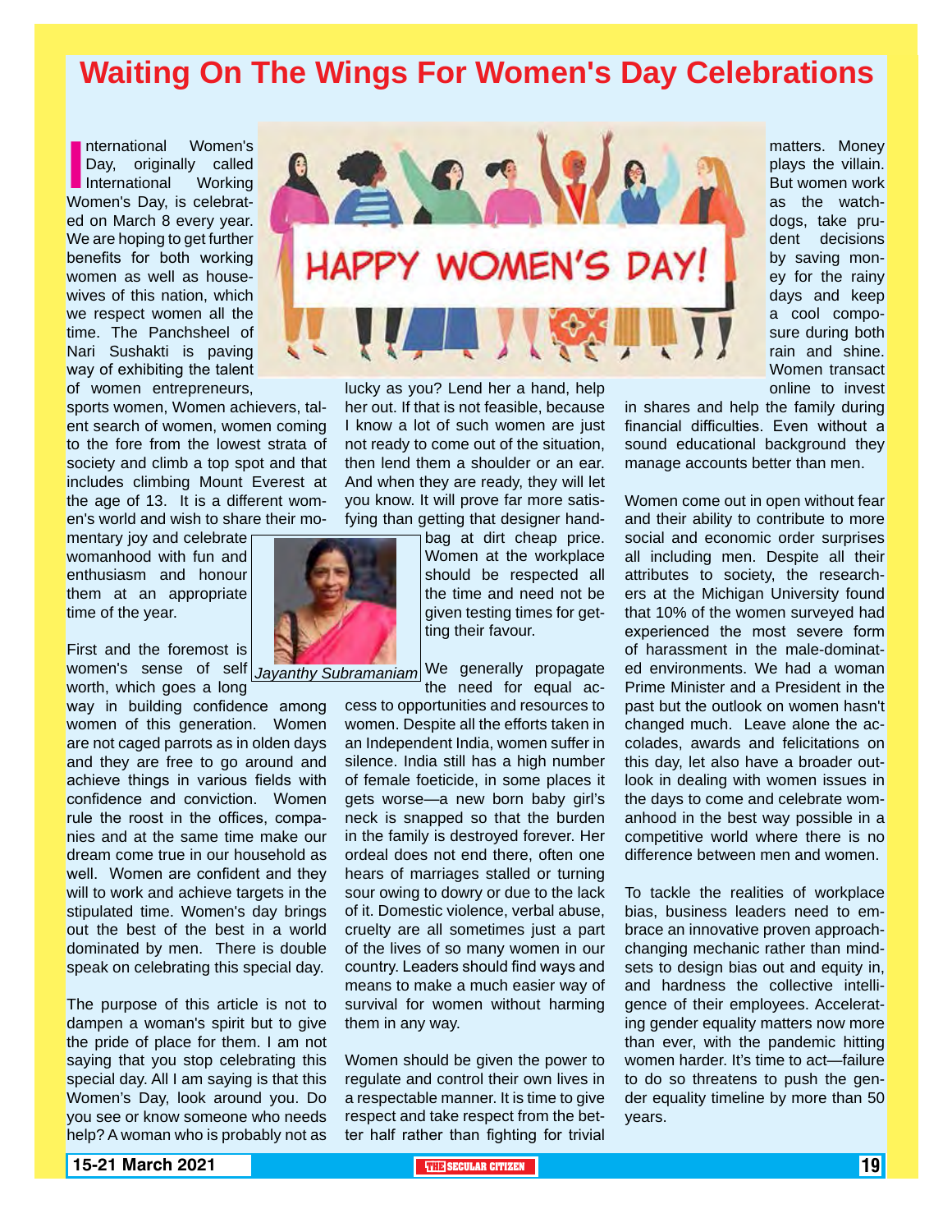# Waiting On The Wings For Women's Day Celebrations

International Women's Day, originally called International Working Women's Day, is celebrated on March 8 every year. We are hoping to get further benefits for both working women as well as housewives of this nation, which we respect women all the time. The Panchsheel of Nari Sushakti is paving way of exhibiting the talent of women entrepreneurs, sports women, Women achievers, talent search of women, women coming to the fore from the lowest strata of society and climb a top spot and that includes climbing Mount Everest at the age of 13. It is a different women's world and wish to share their momentary joy and celebrate womanhood with fun and enthusiasm and honour them at an appropriate time of the year.

First and the foremost is women's sense of self worth, which goes a long way in building confidence among women of this generation. Women are not caged parrots as in olden days and they are free to go around and achieve things in various fields with confidence and conviction. Women rule the roost in the offices, companies and at the same time make our dream come true in our household as well. Women are confident and they will to work and achieve targets in the stipulated time. Women's day brings out the best of the best in a world dominated by men. There is double speak on celebrating this special day.

The purpose of this article is not to dampen a woman's spirit but to give the pride of place for them. I am not saying that you stop celebrating this special day. All I am saying is that this Women's Day, look around you. Do you see or know someone who needs help? A woman who is probably not as lucky as you? Lend her a hand, help her out. If that is not feasible, because I know a lot of such women are just not ready to come out of the situation, then lend them a shoulder or an ear. And when they are ready, they will let you know. It will prove far more satisfying than getting that designer handbag at dirt cheap price. Women at the workplace should be respected all the time and need not be given testing times for getting their favour.

*Jayanthy Subramaniam*

We generally propagate the need for equal access to opportunities and resources to women. Despite all the efforts taken in an Independent India, women suffer in silence. India still has a high number of female foeticide, in some places it gets worse—a new born baby girl's neck is snapped so that the burden in the family is destroyed forever. Her ordeal does not end there, often one hears of marriages stalled or turning sour owing to dowry or due to the lack of it. Domestic violence, verbal abuse, cruelty are all sometimes just a part of the lives of so many women in our country. Leaders should find ways and means to make a much easier way of survival for women without harming them in any way.

Women should be given the power to regulate and control their own lives in a respectable manner. It is time to give respect and take respect from the better half rather than fighting for trivial matters. Money plays the villain. But women work as the watchdogs, take prudent decisions by saving money for the rainy days and keep a cool composure during both rain and shine. Women transact online to invest in shares and help the family during financial difficulties. Even without a sound educational background they manage accounts better than men.

Women come out in open without fear and their ability to contribute to more social and economic order surprises all including men. Despite all their attributes to society, the researchers at the Michigan University found that 10% of the women surveyed had experienced the most severe form of harassment in the male-dominated environments. We had a woman Prime Minister and a President in the past but the outlook on women hasn't changed much. Leave alone the accolades, awards and felicitations on this day, let also have a broader outlook in dealing with women issues in the days to come and celebrate womanhood in the best way possible in a competitive world where there is no difference between men and women.

To tackle the realities of workplace bias, business leaders need to embrace an innovative proven approach-changing mechanic rather than mindsets to design bias out and equity in, and hardness the collective intelligence of their employees. Accelerating gender equality matters now more than ever, with the pandemic hitting women harder. It's time to act—failure to do so threatens to push the gender equality timeline by more than 50 years.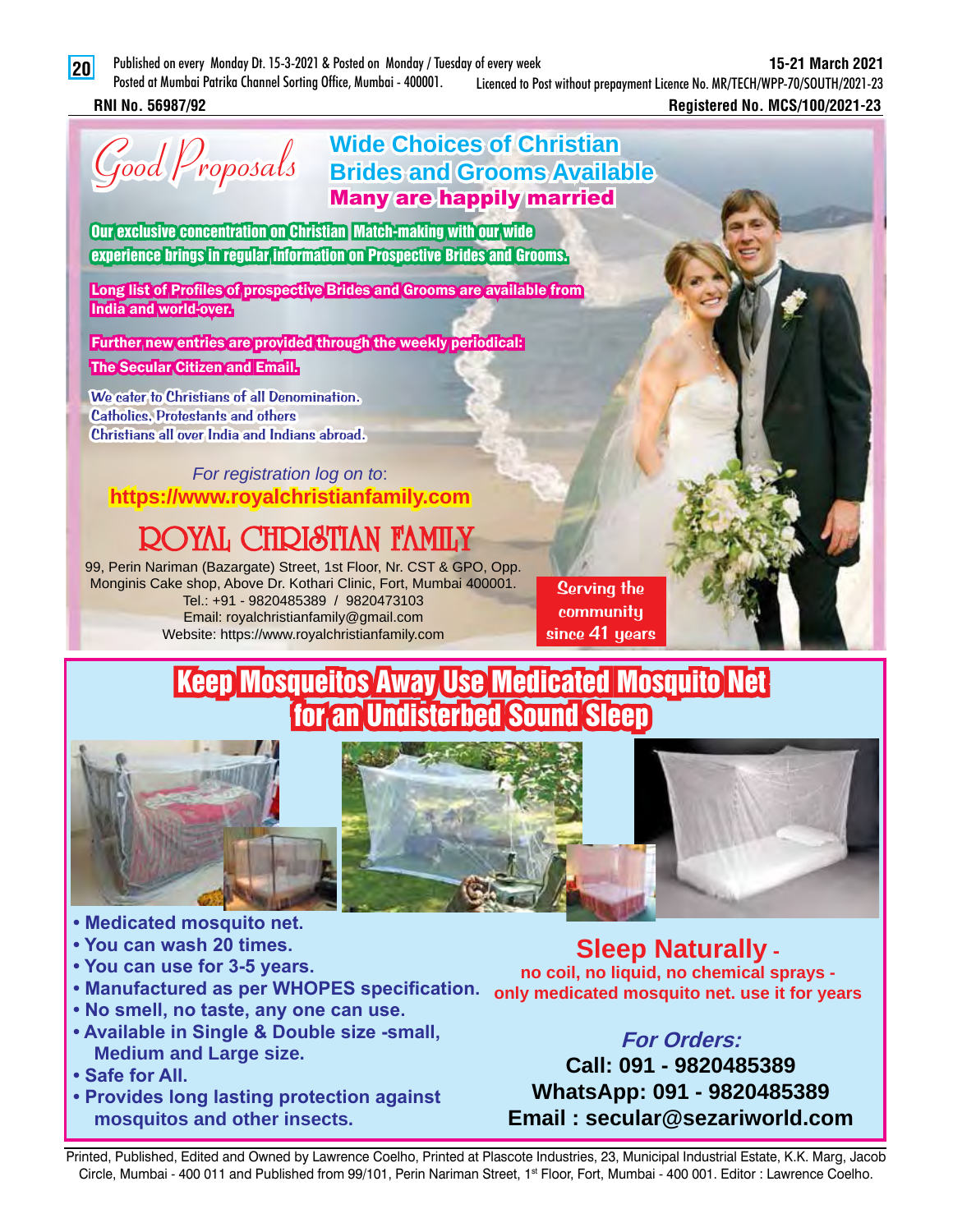Published on every Monday Dt. 15-3-2021 & Posted on Monday / Tuesday of every week
Posted at Mumbai Patrika Channel Sorting Office, Mumbai - 400001.

15-21 March 2021
Licenced to Post without prepayment Licence No. MR/TECH/WPP-70/SOUTH/2021-23

RNI No. 56987/92
Registered No. MCS/100/2021-23

# *Good Proposals*

## Wide Choices of Christian Brides and Grooms Available

**Many are happily married**

**Our exclusive concentration on Christian Match-making with our wide experience brings in regular information on Prospective Brides and Grooms.**

**Long list of Profiles of prospective Brides and Grooms are available from India and world-over.**

**Further new entries are provided through the weekly periodical: The Secular Citizen and Email.**

We cater to Christians of all Denomination.
Catholics, Protestants and others
Christians all over India and Indians abroad.

*For registration log on to*:
**https://www.royalchristianfamily.com**

## ROYAL CHRISTIAN FAMILY

99, Perin Nariman (Bazargate) Street, 1st Floor, Nr. CST & GPO, Opp. Monginis Cake shop, Above Dr. Kothari Clinic, Fort, Mumbai 400001.
Tel.: +91 - 9820485389 / 9820473103
Email: royalchristianfamily@gmail.com
Website: https://www.royalchristianfamily.com

**Serving the community since 41 years**

## Keep Mosqueitos Away Use Medicated Mosquito Net for an Undisterbed Sound Sleep

- **Medicated mosquito net.**
- **You can wash 20 times.**
- **You can use for 3-5 years.**
- **Manufactured as per WHOPES specification.**
- **No smell, no taste, any one can use.**
- **Available in Single & Double size -small, Medium and Large size.**
- **Safe for All.**
- **Provides long lasting protection against mosquitos and other insects.**

**Sleep Naturally -**
**no coil, no liquid, no chemical sprays - only medicated mosquito net. use it for years**

***For Orders:***
**Call: 091 - 9820485389**
**WhatsApp: 091 - 9820485389**
**Email : secular@sezariworld.com**

Printed, Published, Edited and Owned by Lawrence Coelho, Printed at Plascote Industries, 23, Municipal Industrial Estate, K.K. Marg, Jacob Circle, Mumbai - 400 011 and Published from 99/101, Perin Nariman Street, 1st Floor, Fort, Mumbai - 400 001. Editor : Lawrence Coelho.